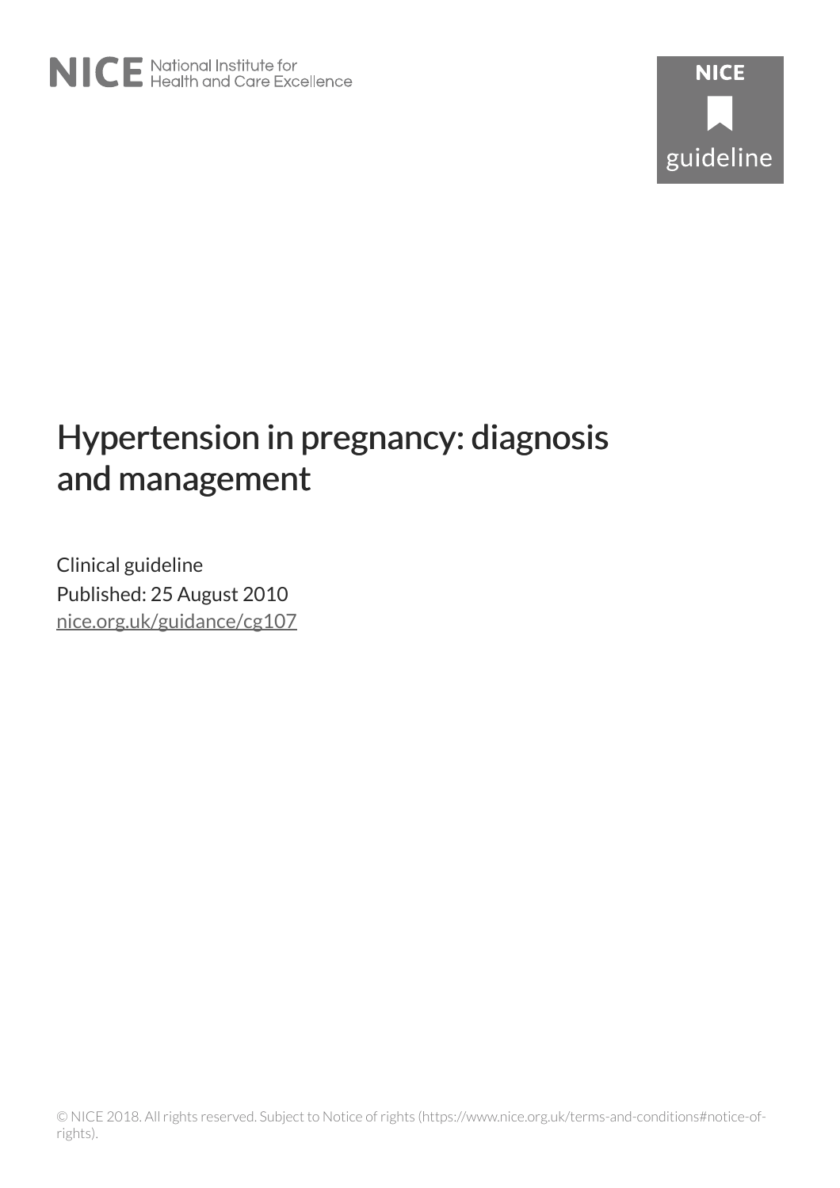NICE National Institute for Health and Care Excellence

NICE guideline

# Hypertension in pregnancy: diagnosis and management

Clinical guideline

Published: 25 August 2010

nice.org.uk/guidance/cg107

© NICE 2018. All rights reserved. Subject to Notice of rights (https://www.nice.org.uk/terms-and-conditions#notice-of-rights).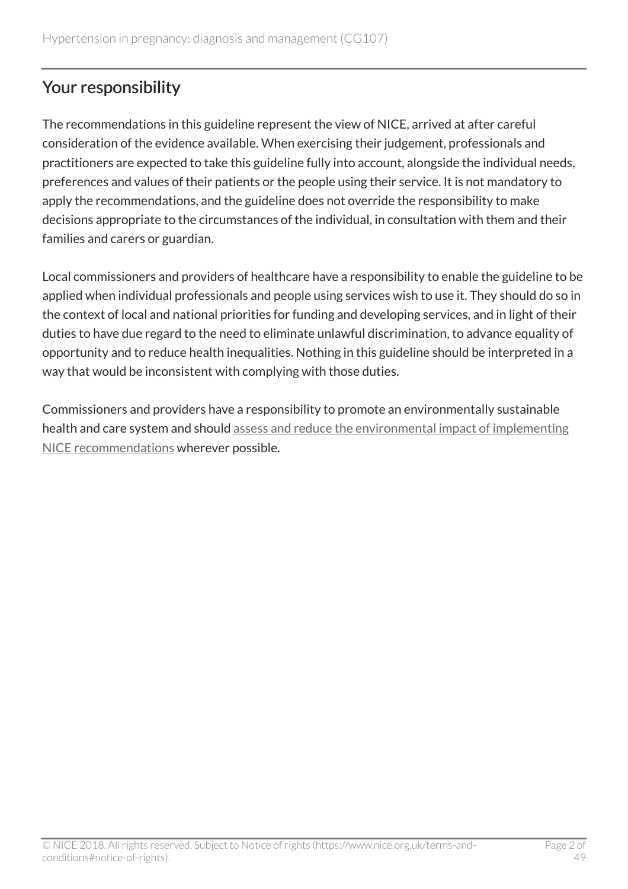## Your responsibility

The recommendations in this guideline represent the view of NICE, arrived at after careful consideration of the evidence available. When exercising their judgement, professionals and practitioners are expected to take this guideline fully into account, alongside the individual needs, preferences and values of their patients or the people using their service. It is not mandatory to apply the recommendations, and the guideline does not override the responsibility to make decisions appropriate to the circumstances of the individual, in consultation with them and their families and carers or guardian.

Local commissioners and providers of healthcare have a responsibility to enable the guideline to be applied when individual professionals and people using services wish to use it. They should do so in the context of local and national priorities for funding and developing services, and in light of their duties to have due regard to the need to eliminate unlawful discrimination, to advance equality of opportunity and to reduce health inequalities. Nothing in this guideline should be interpreted in a way that would be inconsistent with complying with those duties.

Commissioners and providers have a responsibility to promote an environmentally sustainable health and care system and should assess and reduce the environmental impact of implementing NICE recommendations wherever possible.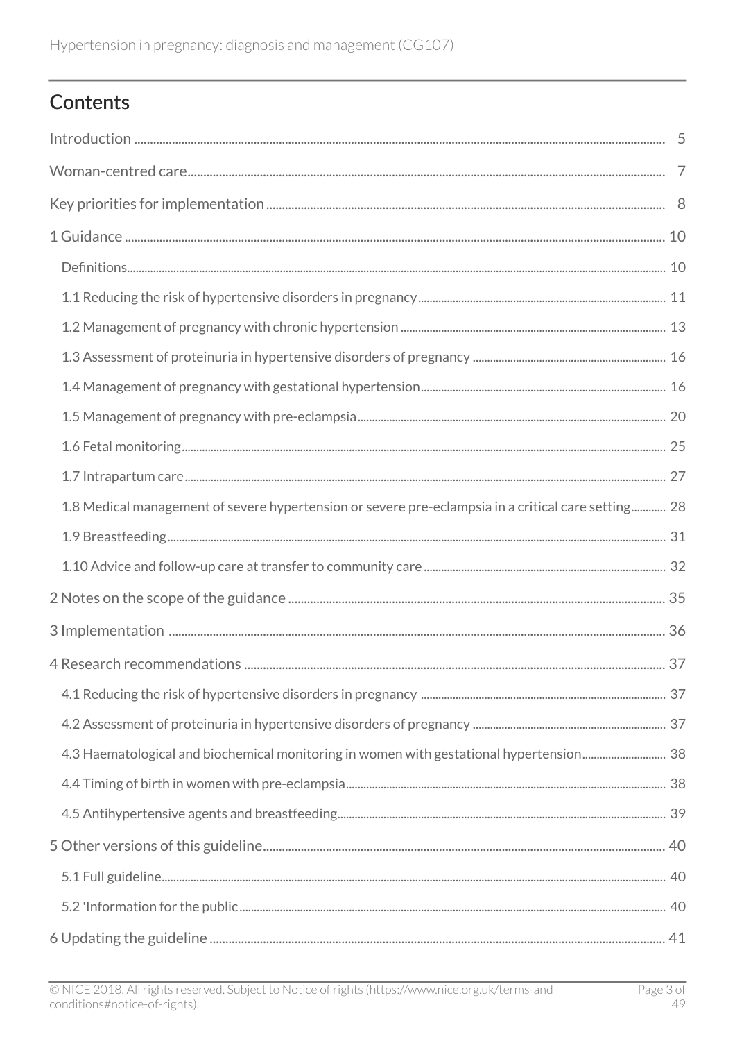## Contents

Introduction ..... 5

Woman-centred care ..... 7

Key priorities for implementation ..... 8

1 Guidance ..... 10

- Definitions ..... 10
- 1.1 Reducing the risk of hypertensive disorders in pregnancy ..... 11
- 1.2 Management of pregnancy with chronic hypertension ..... 13
- 1.3 Assessment of proteinuria in hypertensive disorders of pregnancy ..... 16
- 1.4 Management of pregnancy with gestational hypertension ..... 16
- 1.5 Management of pregnancy with pre-eclampsia ..... 20
- 1.6 Fetal monitoring ..... 25
- 1.7 Intrapartum care ..... 27
- 1.8 Medical management of severe hypertension or severe pre-eclampsia in a critical care setting ..... 28
- 1.9 Breastfeeding ..... 31
- 1.10 Advice and follow-up care at transfer to community care ..... 32

2 Notes on the scope of the guidance ..... 35

3 Implementation ..... 36

4 Research recommendations ..... 37

- 4.1 Reducing the risk of hypertensive disorders in pregnancy ..... 37
- 4.2 Assessment of proteinuria in hypertensive disorders of pregnancy ..... 37
- 4.3 Haematological and biochemical monitoring in women with gestational hypertension ..... 38
- 4.4 Timing of birth in women with pre-eclampsia ..... 38
- 4.5 Antihypertensive agents and breastfeeding ..... 39

5 Other versions of this guideline ..... 40

- 5.1 Full guideline ..... 40
- 5.2 'Information for the public ..... 40

6 Updating the guideline ..... 41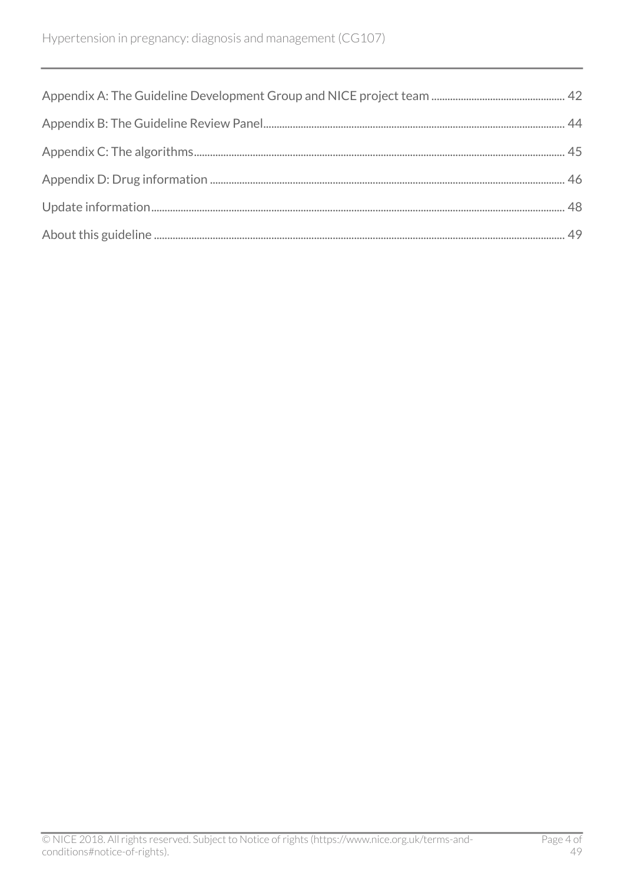Appendix A: The Guideline Development Group and NICE project team ..... 42

Appendix B: The Guideline Review Panel ..... 44

Appendix C: The algorithms ..... 45

Appendix D: Drug information ..... 46

Update information ..... 48

About this guideline ..... 49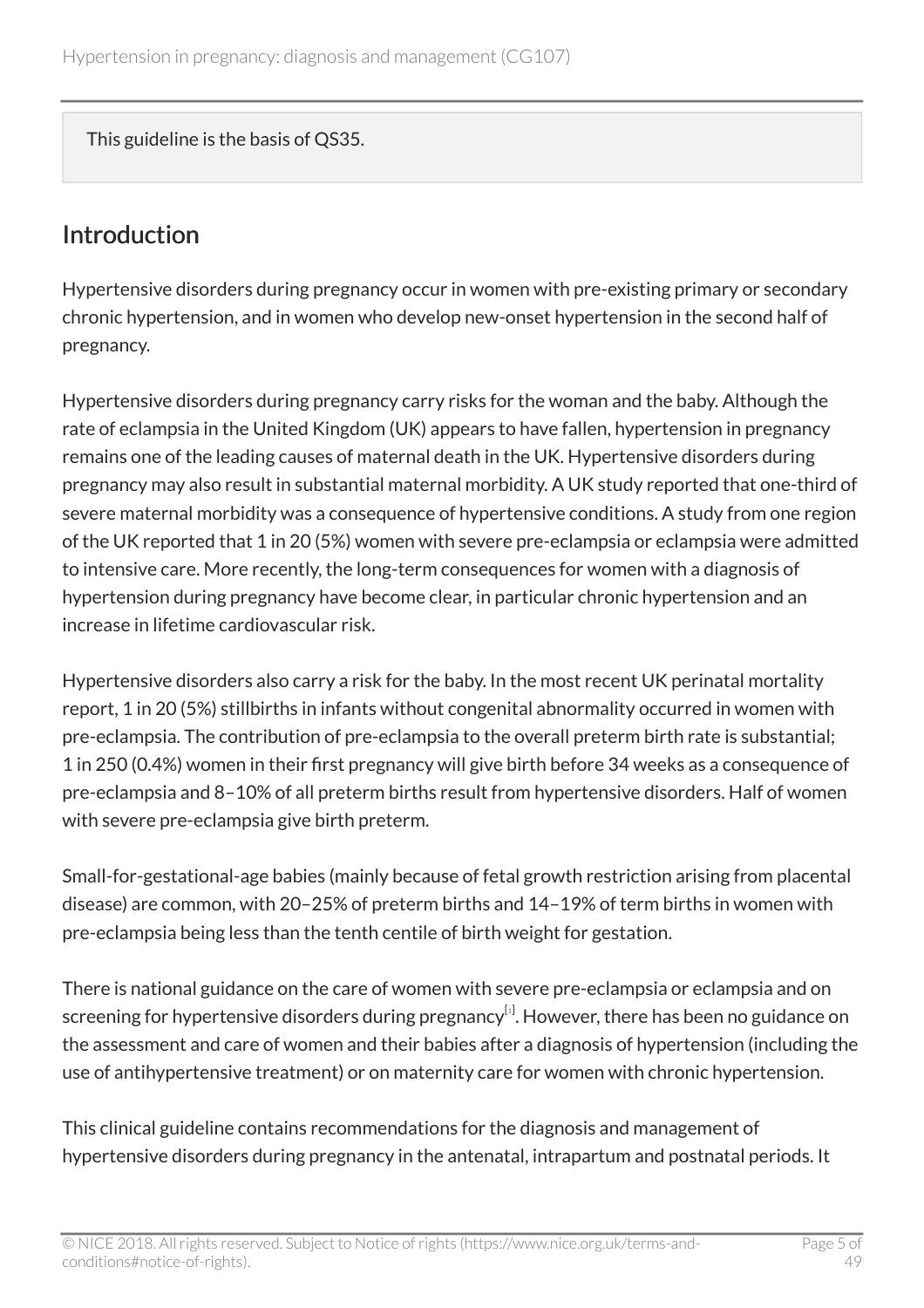This guideline is the basis of QS35.

## Introduction

Hypertensive disorders during pregnancy occur in women with pre-existing primary or secondary chronic hypertension, and in women who develop new-onset hypertension in the second half of pregnancy.

Hypertensive disorders during pregnancy carry risks for the woman and the baby. Although the rate of eclampsia in the United Kingdom (UK) appears to have fallen, hypertension in pregnancy remains one of the leading causes of maternal death in the UK. Hypertensive disorders during pregnancy may also result in substantial maternal morbidity. A UK study reported that one-third of severe maternal morbidity was a consequence of hypertensive conditions. A study from one region of the UK reported that 1 in 20 (5%) women with severe pre-eclampsia or eclampsia were admitted to intensive care. More recently, the long-term consequences for women with a diagnosis of hypertension during pregnancy have become clear, in particular chronic hypertension and an increase in lifetime cardiovascular risk.

Hypertensive disorders also carry a risk for the baby. In the most recent UK perinatal mortality report, 1 in 20 (5%) stillbirths in infants without congenital abnormality occurred in women with pre-eclampsia. The contribution of pre-eclampsia to the overall preterm birth rate is substantial; 1 in 250 (0.4%) women in their first pregnancy will give birth before 34 weeks as a consequence of pre-eclampsia and 8–10% of all preterm births result from hypertensive disorders. Half of women with severe pre-eclampsia give birth preterm.

Small-for-gestational-age babies (mainly because of fetal growth restriction arising from placental disease) are common, with 20–25% of preterm births and 14–19% of term births in women with pre-eclampsia being less than the tenth centile of birth weight for gestation.

There is national guidance on the care of women with severe pre-eclampsia or eclampsia and on screening for hypertensive disorders during pregnancy[1]. However, there has been no guidance on the assessment and care of women and their babies after a diagnosis of hypertension (including the use of antihypertensive treatment) or on maternity care for women with chronic hypertension.

This clinical guideline contains recommendations for the diagnosis and management of hypertensive disorders during pregnancy in the antenatal, intrapartum and postnatal periods. It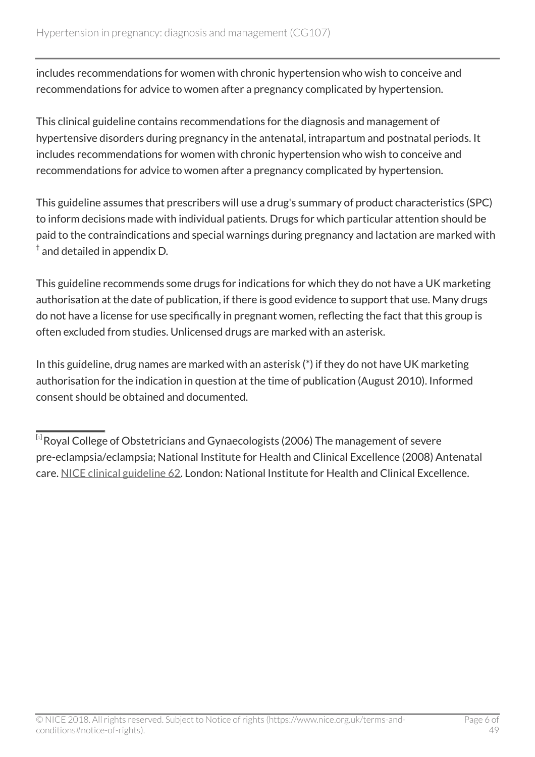includes recommendations for women with chronic hypertension who wish to conceive and recommendations for advice to women after a pregnancy complicated by hypertension.

This clinical guideline contains recommendations for the diagnosis and management of hypertensive disorders during pregnancy in the antenatal, intrapartum and postnatal periods. It includes recommendations for women with chronic hypertension who wish to conceive and recommendations for advice to women after a pregnancy complicated by hypertension.

This guideline assumes that prescribers will use a drug's summary of product characteristics (SPC) to inform decisions made with individual patients. Drugs for which particular attention should be paid to the contraindications and special warnings during pregnancy and lactation are marked with † and detailed in appendix D.

This guideline recommends some drugs for indications for which they do not have a UK marketing authorisation at the date of publication, if there is good evidence to support that use. Many drugs do not have a license for use specifically in pregnant women, reflecting the fact that this group is often excluded from studies. Unlicensed drugs are marked with an asterisk.

In this guideline, drug names are marked with an asterisk (*) if they do not have UK marketing authorisation for the indication in question at the time of publication (August 2010). Informed consent should be obtained and documented.

---

[1] Royal College of Obstetricians and Gynaecologists (2006) The management of severe pre-eclampsia/eclampsia; National Institute for Health and Clinical Excellence (2008) Antenatal care. NICE clinical guideline 62. London: National Institute for Health and Clinical Excellence.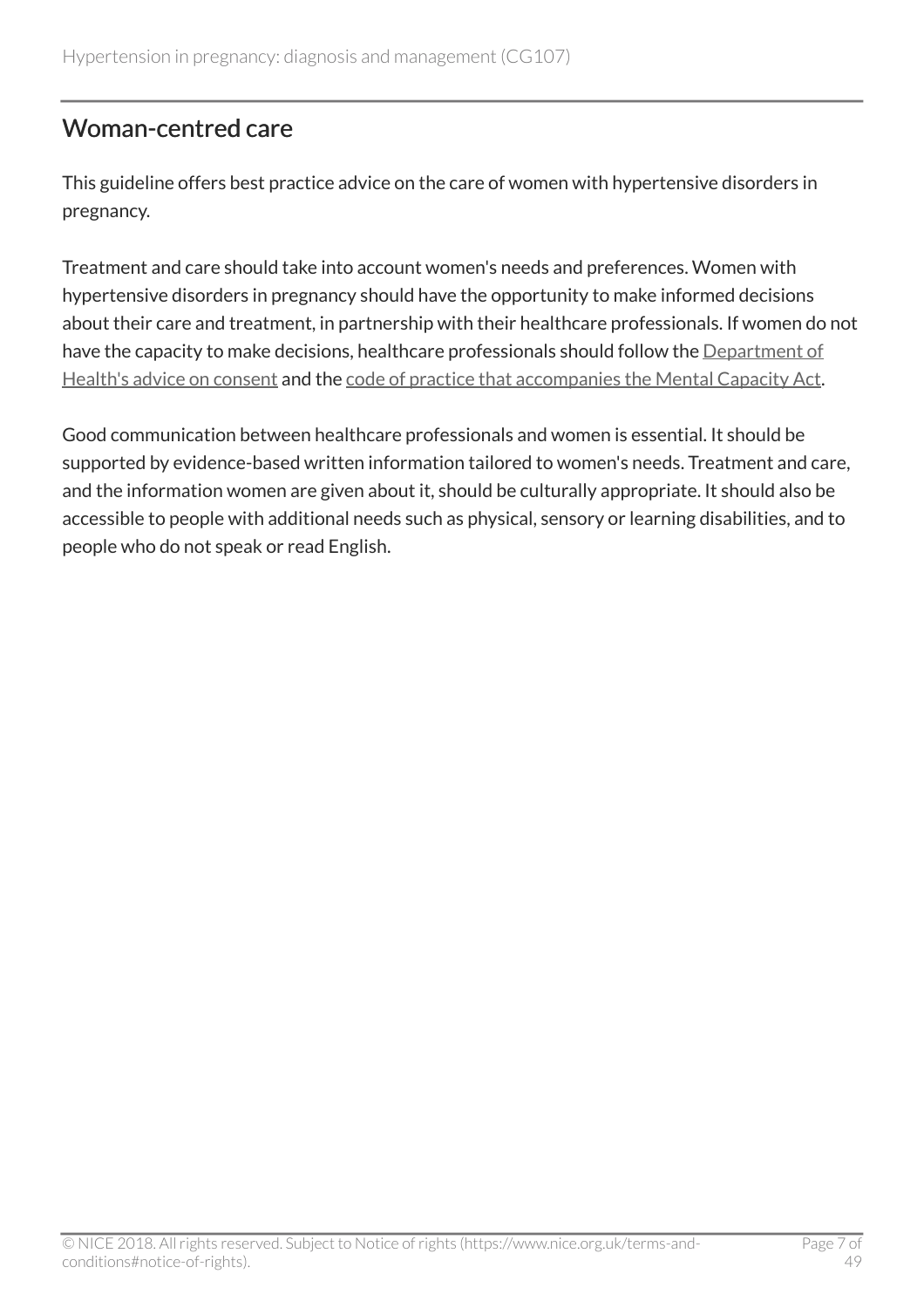## Woman-centred care

This guideline offers best practice advice on the care of women with hypertensive disorders in pregnancy.

Treatment and care should take into account women's needs and preferences. Women with hypertensive disorders in pregnancy should have the opportunity to make informed decisions about their care and treatment, in partnership with their healthcare professionals. If women do not have the capacity to make decisions, healthcare professionals should follow the Department of Health's advice on consent and the code of practice that accompanies the Mental Capacity Act.

Good communication between healthcare professionals and women is essential. It should be supported by evidence-based written information tailored to women's needs. Treatment and care, and the information women are given about it, should be culturally appropriate. It should also be accessible to people with additional needs such as physical, sensory or learning disabilities, and to people who do not speak or read English.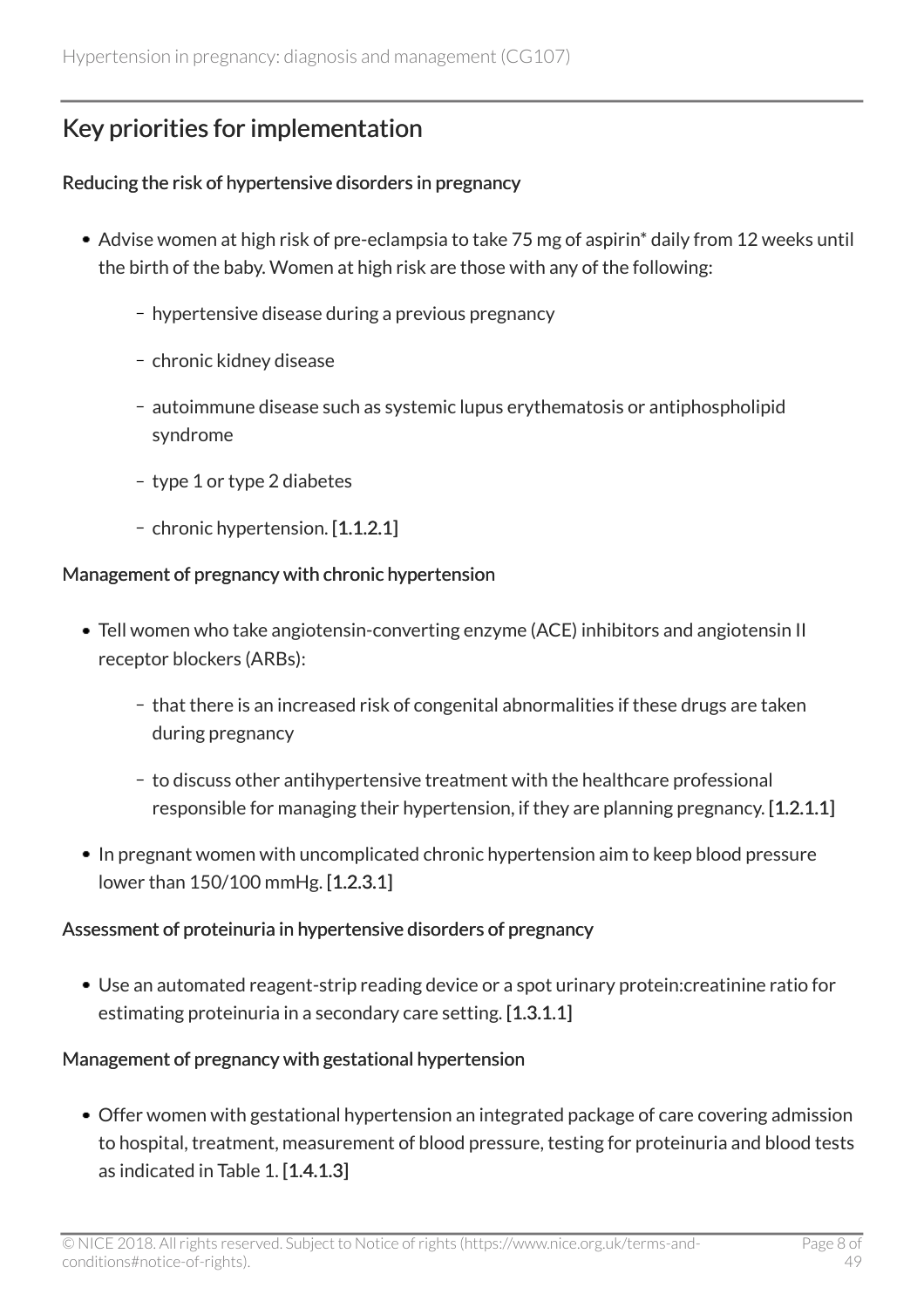## Key priorities for implementation

### Reducing the risk of hypertensive disorders in pregnancy

- Advise women at high risk of pre-eclampsia to take 75 mg of aspirin* daily from 12 weeks until the birth of the baby. Women at high risk are those with any of the following:
  - hypertensive disease during a previous pregnancy
  - chronic kidney disease
  - autoimmune disease such as systemic lupus erythematosis or antiphospholipid syndrome
  - type 1 or type 2 diabetes
  - chronic hypertension. **[1.1.2.1]**

### Management of pregnancy with chronic hypertension

- Tell women who take angiotensin-converting enzyme (ACE) inhibitors and angiotensin II receptor blockers (ARBs):
  - that there is an increased risk of congenital abnormalities if these drugs are taken during pregnancy
  - to discuss other antihypertensive treatment with the healthcare professional responsible for managing their hypertension, if they are planning pregnancy. **[1.2.1.1]**
- In pregnant women with uncomplicated chronic hypertension aim to keep blood pressure lower than 150/100 mmHg. **[1.2.3.1]**

### Assessment of proteinuria in hypertensive disorders of pregnancy

- Use an automated reagent-strip reading device or a spot urinary protein:creatinine ratio for estimating proteinuria in a secondary care setting. **[1.3.1.1]**

### Management of pregnancy with gestational hypertension

- Offer women with gestational hypertension an integrated package of care covering admission to hospital, treatment, measurement of blood pressure, testing for proteinuria and blood tests as indicated in Table 1. **[1.4.1.3]**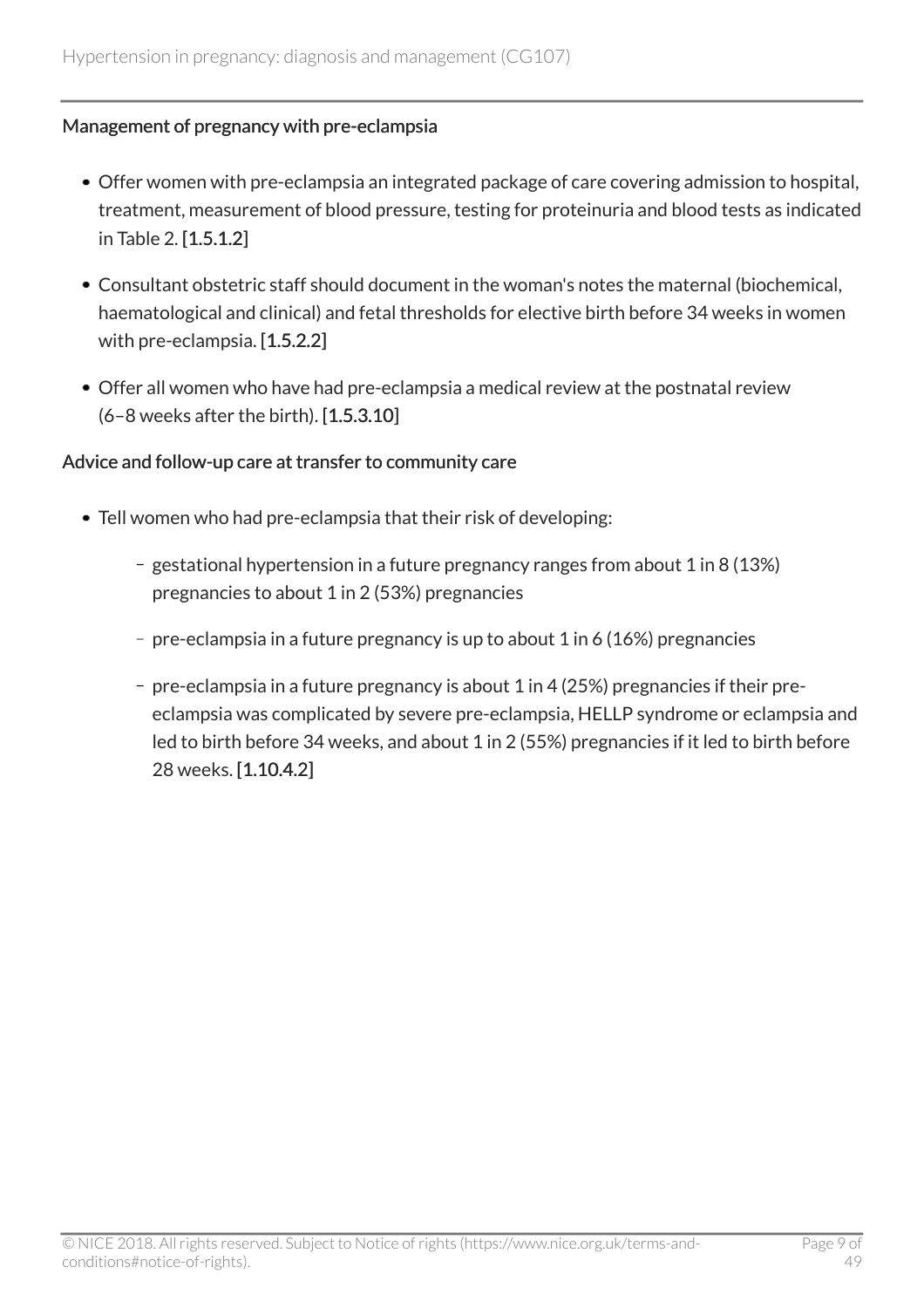### Management of pregnancy with pre-eclampsia

- Offer women with pre-eclampsia an integrated package of care covering admission to hospital, treatment, measurement of blood pressure, testing for proteinuria and blood tests as indicated in Table 2. **[1.5.1.2]**
- Consultant obstetric staff should document in the woman's notes the maternal (biochemical, haematological and clinical) and fetal thresholds for elective birth before 34 weeks in women with pre-eclampsia. **[1.5.2.2]**
- Offer all women who have had pre-eclampsia a medical review at the postnatal review (6–8 weeks after the birth). **[1.5.3.10]**

### Advice and follow-up care at transfer to community care

- Tell women who had pre-eclampsia that their risk of developing:
  - gestational hypertension in a future pregnancy ranges from about 1 in 8 (13%) pregnancies to about 1 in 2 (53%) pregnancies
  - pre-eclampsia in a future pregnancy is up to about 1 in 6 (16%) pregnancies
  - pre-eclampsia in a future pregnancy is about 1 in 4 (25%) pregnancies if their pre-eclampsia was complicated by severe pre-eclampsia, HELLP syndrome or eclampsia and led to birth before 34 weeks, and about 1 in 2 (55%) pregnancies if it led to birth before 28 weeks. **[1.10.4.2]**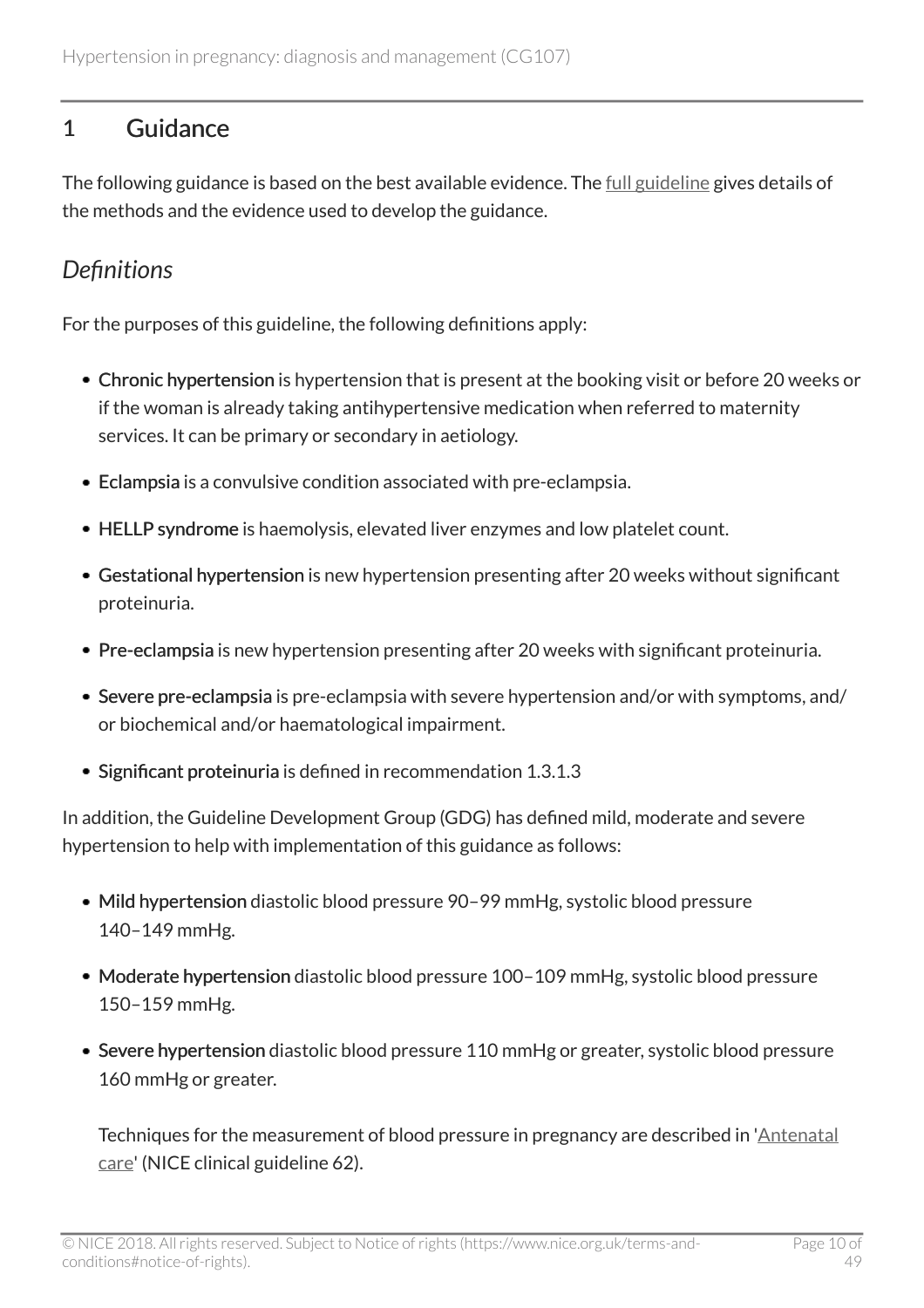# 1 Guidance

The following guidance is based on the best available evidence. The full guideline gives details of the methods and the evidence used to develop the guidance.

## *Definitions*

For the purposes of this guideline, the following definitions apply:

- **Chronic hypertension** is hypertension that is present at the booking visit or before 20 weeks or if the woman is already taking antihypertensive medication when referred to maternity services. It can be primary or secondary in aetiology.
- **Eclampsia** is a convulsive condition associated with pre-eclampsia.
- **HELLP syndrome** is haemolysis, elevated liver enzymes and low platelet count.
- **Gestational hypertension** is new hypertension presenting after 20 weeks without significant proteinuria.
- **Pre-eclampsia** is new hypertension presenting after 20 weeks with significant proteinuria.
- **Severe pre-eclampsia** is pre-eclampsia with severe hypertension and/or with symptoms, and/or biochemical and/or haematological impairment.
- **Significant proteinuria** is defined in recommendation 1.3.1.3

In addition, the Guideline Development Group (GDG) has defined mild, moderate and severe hypertension to help with implementation of this guidance as follows:

- **Mild hypertension** diastolic blood pressure 90–99 mmHg, systolic blood pressure 140–149 mmHg.
- **Moderate hypertension** diastolic blood pressure 100–109 mmHg, systolic blood pressure 150–159 mmHg.
- **Severe hypertension** diastolic blood pressure 110 mmHg or greater, systolic blood pressure 160 mmHg or greater.

  Techniques for the measurement of blood pressure in pregnancy are described in 'Antenatal care' (NICE clinical guideline 62).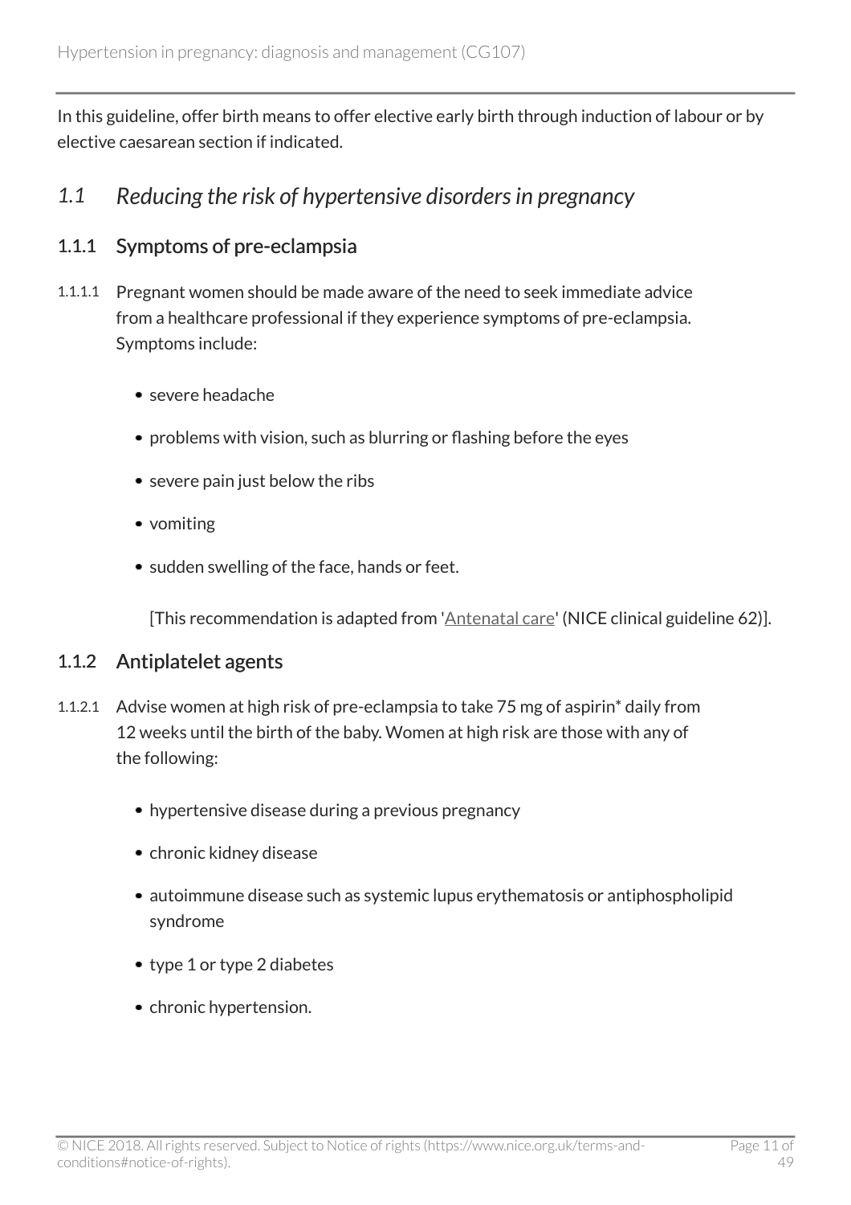In this guideline, offer birth means to offer elective early birth through induction of labour or by elective caesarean section if indicated.

## *1.1 Reducing the risk of hypertensive disorders in pregnancy*

### 1.1.1 Symptoms of pre-eclampsia

1.1.1.1 Pregnant women should be made aware of the need to seek immediate advice from a healthcare professional if they experience symptoms of pre-eclampsia. Symptoms include:

- severe headache
- problems with vision, such as blurring or flashing before the eyes
- severe pain just below the ribs
- vomiting
- sudden swelling of the face, hands or feet.

[This recommendation is adapted from 'Antenatal care' (NICE clinical guideline 62)].

### 1.1.2 Antiplatelet agents

1.1.2.1 Advise women at high risk of pre-eclampsia to take 75 mg of aspirin* daily from 12 weeks until the birth of the baby. Women at high risk are those with any of the following:

- hypertensive disease during a previous pregnancy
- chronic kidney disease
- autoimmune disease such as systemic lupus erythematosis or antiphospholipid syndrome
- type 1 or type 2 diabetes
- chronic hypertension.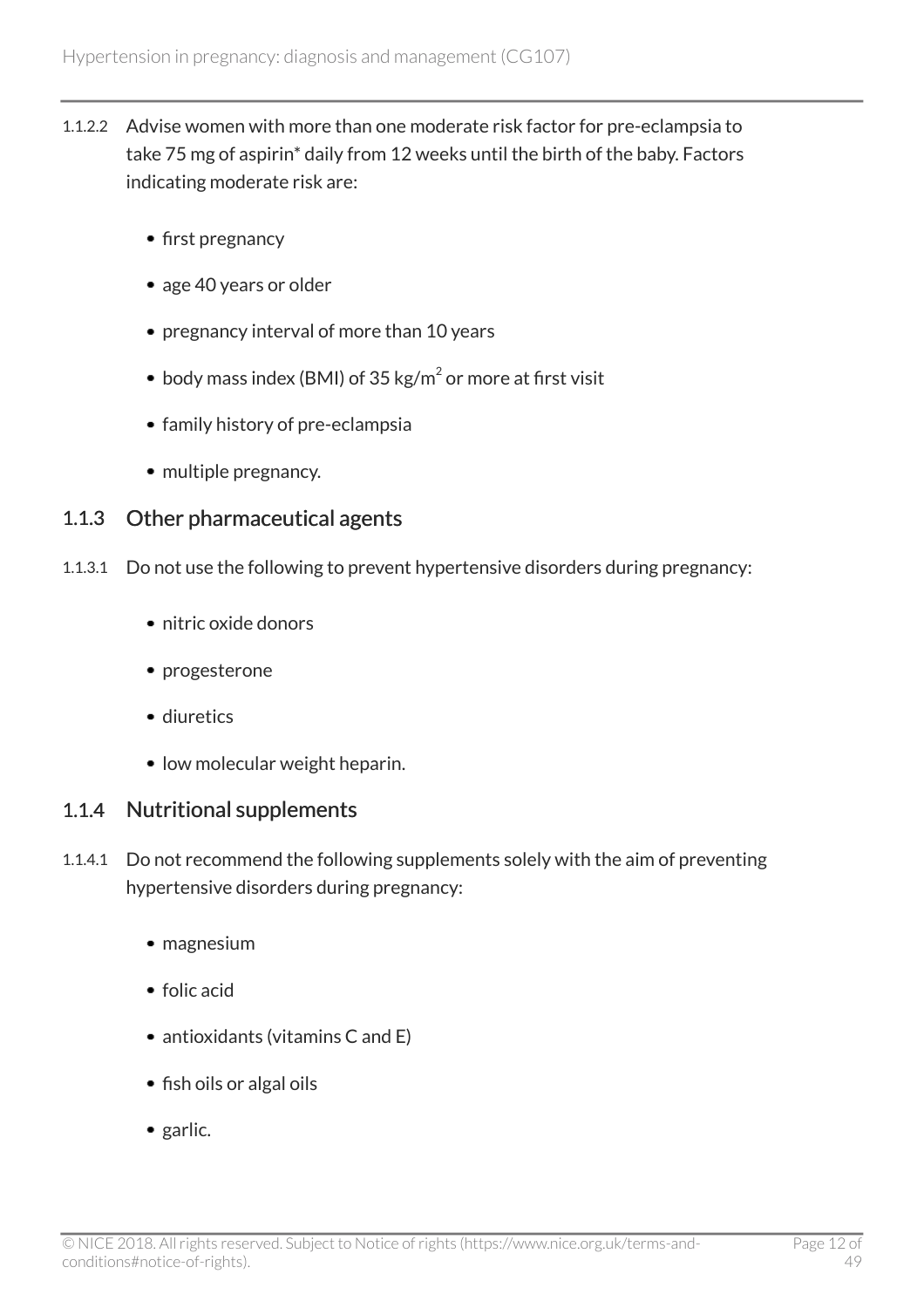1.1.2.2 Advise women with more than one moderate risk factor for pre-eclampsia to take 75 mg of aspirin* daily from 12 weeks until the birth of the baby. Factors indicating moderate risk are:

- first pregnancy
- age 40 years or older
- pregnancy interval of more than 10 years
- body mass index (BMI) of 35 kg/$m^2$ or more at first visit
- family history of pre-eclampsia
- multiple pregnancy.

### 1.1.3 Other pharmaceutical agents

1.1.3.1 Do not use the following to prevent hypertensive disorders during pregnancy:

- nitric oxide donors
- progesterone
- diuretics
- low molecular weight heparin.

### 1.1.4 Nutritional supplements

1.1.4.1 Do not recommend the following supplements solely with the aim of preventing hypertensive disorders during pregnancy:

- magnesium
- folic acid
- antioxidants (vitamins C and E)
- fish oils or algal oils
- garlic.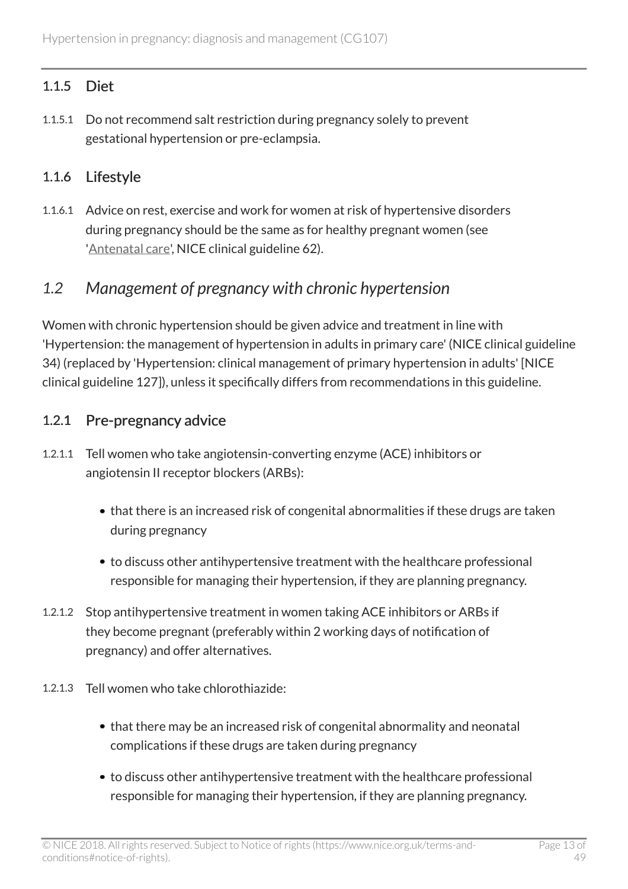### 1.1.5 Diet

1.1.5.1 Do not recommend salt restriction during pregnancy solely to prevent gestational hypertension or pre-eclampsia.

### 1.1.6 Lifestyle

1.1.6.1 Advice on rest, exercise and work for women at risk of hypertensive disorders during pregnancy should be the same as for healthy pregnant women (see '[Antenatal care](https://www.nice.org.uk/guidance/cg62)', NICE clinical guideline 62).

## *1.2 Management of pregnancy with chronic hypertension*

Women with chronic hypertension should be given advice and treatment in line with 'Hypertension: the management of hypertension in adults in primary care' (NICE clinical guideline 34) (replaced by 'Hypertension: clinical management of primary hypertension in adults' [NICE clinical guideline 127]), unless it specifically differs from recommendations in this guideline.

### 1.2.1 Pre-pregnancy advice

1.2.1.1 Tell women who take angiotensin-converting enzyme (ACE) inhibitors or angiotensin II receptor blockers (ARBs):

- that there is an increased risk of congenital abnormalities if these drugs are taken during pregnancy
- to discuss other antihypertensive treatment with the healthcare professional responsible for managing their hypertension, if they are planning pregnancy.

1.2.1.2 Stop antihypertensive treatment in women taking ACE inhibitors or ARBs if they become pregnant (preferably within 2 working days of notification of pregnancy) and offer alternatives.

1.2.1.3 Tell women who take chlorothiazide:

- that there may be an increased risk of congenital abnormality and neonatal complications if these drugs are taken during pregnancy
- to discuss other antihypertensive treatment with the healthcare professional responsible for managing their hypertension, if they are planning pregnancy.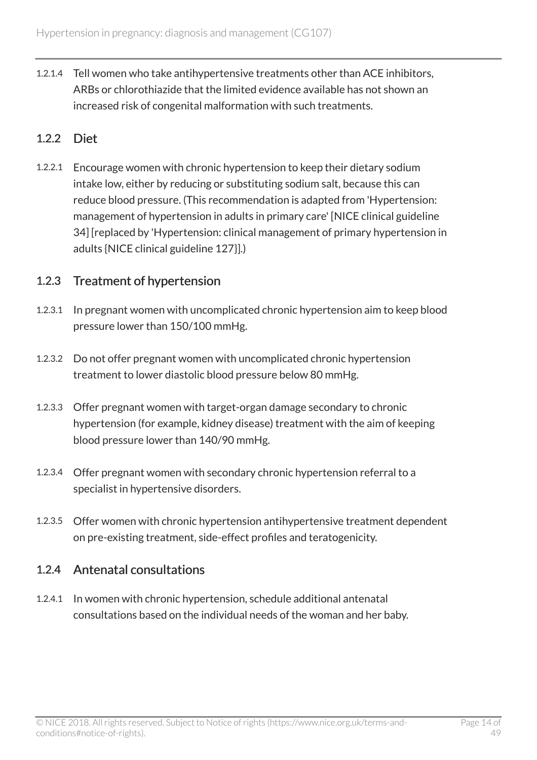1.2.1.4 Tell women who take antihypertensive treatments other than ACE inhibitors, ARBs or chlorothiazide that the limited evidence available has not shown an increased risk of congenital malformation with such treatments.

## 1.2.2 Diet

1.2.2.1 Encourage women with chronic hypertension to keep their dietary sodium intake low, either by reducing or substituting sodium salt, because this can reduce blood pressure. (This recommendation is adapted from 'Hypertension: management of hypertension in adults in primary care' [NICE clinical guideline 34] [replaced by 'Hypertension: clinical management of primary hypertension in adults {NICE clinical guideline 127}].)

## 1.2.3 Treatment of hypertension

1.2.3.1 In pregnant women with uncomplicated chronic hypertension aim to keep blood pressure lower than 150/100 mmHg.

1.2.3.2 Do not offer pregnant women with uncomplicated chronic hypertension treatment to lower diastolic blood pressure below 80 mmHg.

1.2.3.3 Offer pregnant women with target-organ damage secondary to chronic hypertension (for example, kidney disease) treatment with the aim of keeping blood pressure lower than 140/90 mmHg.

1.2.3.4 Offer pregnant women with secondary chronic hypertension referral to a specialist in hypertensive disorders.

1.2.3.5 Offer women with chronic hypertension antihypertensive treatment dependent on pre-existing treatment, side-effect profiles and teratogenicity.

## 1.2.4 Antenatal consultations

1.2.4.1 In women with chronic hypertension, schedule additional antenatal consultations based on the individual needs of the woman and her baby.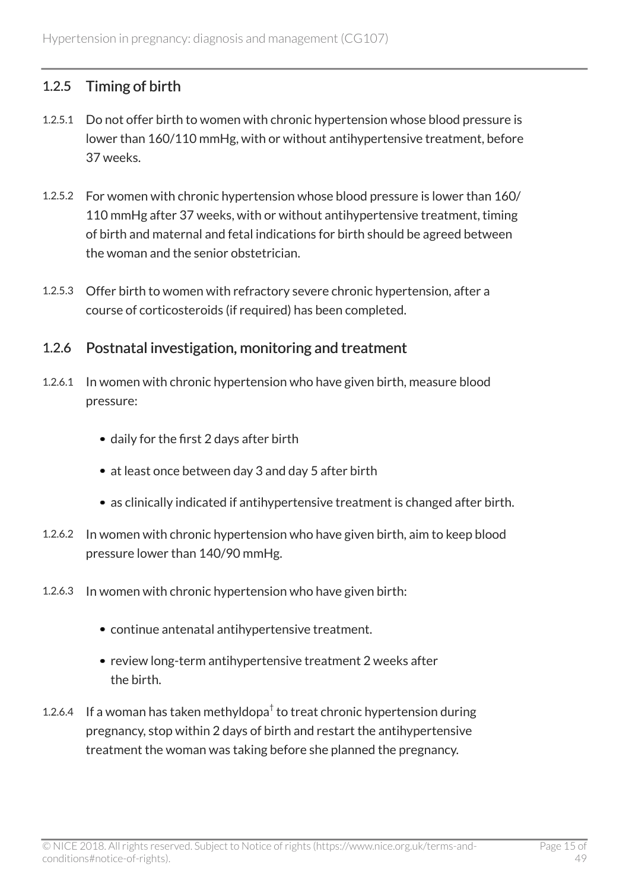### 1.2.5 Timing of birth

1.2.5.1 Do not offer birth to women with chronic hypertension whose blood pressure is lower than 160/110 mmHg, with or without antihypertensive treatment, before 37 weeks.

1.2.5.2 For women with chronic hypertension whose blood pressure is lower than 160/110 mmHg after 37 weeks, with or without antihypertensive treatment, timing of birth and maternal and fetal indications for birth should be agreed between the woman and the senior obstetrician.

1.2.5.3 Offer birth to women with refractory severe chronic hypertension, after a course of corticosteroids (if required) has been completed.

### 1.2.6 Postnatal investigation, monitoring and treatment

1.2.6.1 In women with chronic hypertension who have given birth, measure blood pressure:

- daily for the first 2 days after birth
- at least once between day 3 and day 5 after birth
- as clinically indicated if antihypertensive treatment is changed after birth.

1.2.6.2 In women with chronic hypertension who have given birth, aim to keep blood pressure lower than 140/90 mmHg.

1.2.6.3 In women with chronic hypertension who have given birth:

- continue antenatal antihypertensive treatment.
- review long-term antihypertensive treatment 2 weeks after the birth.

1.2.6.4 If a woman has taken methyldopa[†] to treat chronic hypertension during pregnancy, stop within 2 days of birth and restart the antihypertensive treatment the woman was taking before she planned the pregnancy.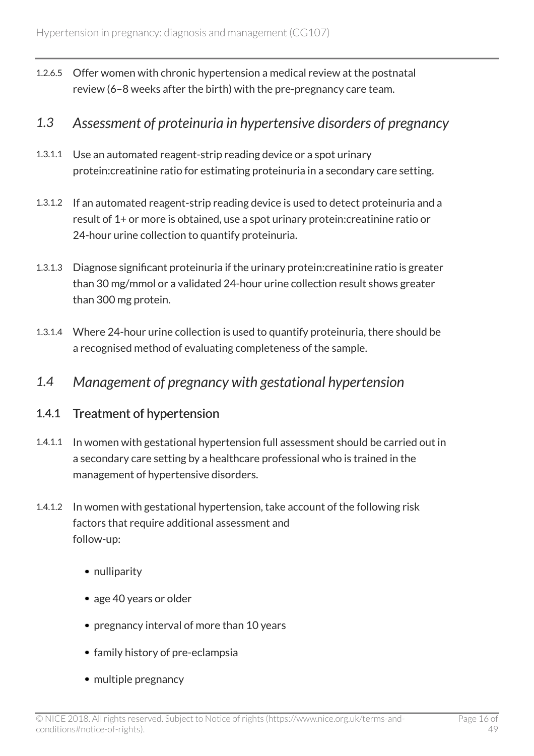1.2.6.5 Offer women with chronic hypertension a medical review at the postnatal review (6–8 weeks after the birth) with the pre-pregnancy care team.

## *1.3 Assessment of proteinuria in hypertensive disorders of pregnancy*

1.3.1.1 Use an automated reagent-strip reading device or a spot urinary protein:creatinine ratio for estimating proteinuria in a secondary care setting.

1.3.1.2 If an automated reagent-strip reading device is used to detect proteinuria and a result of 1+ or more is obtained, use a spot urinary protein:creatinine ratio or 24-hour urine collection to quantify proteinuria.

1.3.1.3 Diagnose significant proteinuria if the urinary protein:creatinine ratio is greater than 30 mg/mmol or a validated 24-hour urine collection result shows greater than 300 mg protein.

1.3.1.4 Where 24-hour urine collection is used to quantify proteinuria, there should be a recognised method of evaluating completeness of the sample.

## *1.4 Management of pregnancy with gestational hypertension*

### 1.4.1 Treatment of hypertension

1.4.1.1 In women with gestational hypertension full assessment should be carried out in a secondary care setting by a healthcare professional who is trained in the management of hypertensive disorders.

1.4.1.2 In women with gestational hypertension, take account of the following risk factors that require additional assessment and follow-up:

- nulliparity
- age 40 years or older
- pregnancy interval of more than 10 years
- family history of pre-eclampsia
- multiple pregnancy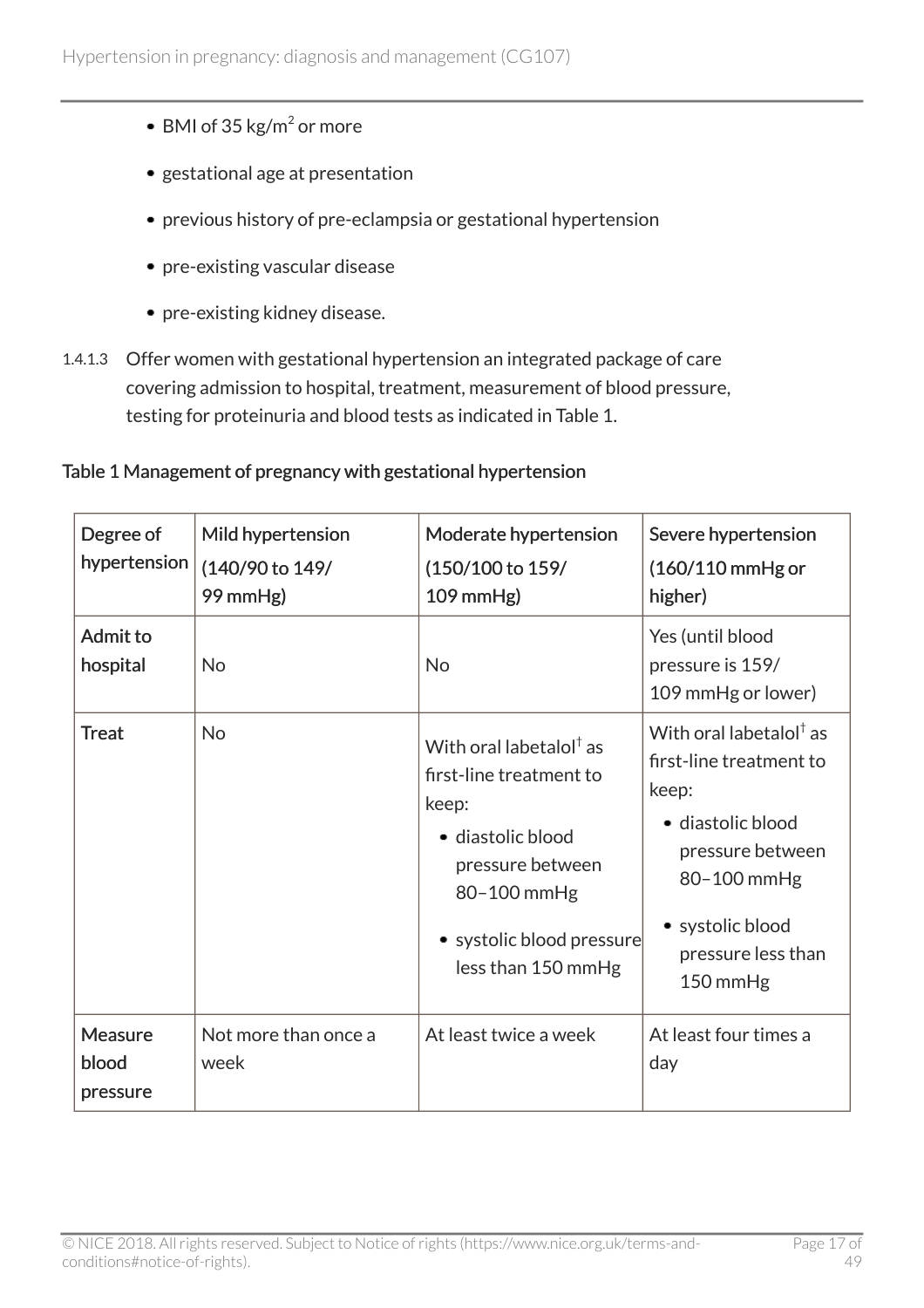- BMI of 35 $kg/m^2$ or more
- gestational age at presentation
- previous history of pre-eclampsia or gestational hypertension
- pre-existing vascular disease
- pre-existing kidney disease.

1.4.1.3 Offer women with gestational hypertension an integrated package of care covering admission to hospital, treatment, measurement of blood pressure, testing for proteinuria and blood tests as indicated in Table 1.

**Table 1 Management of pregnancy with gestational hypertension**

| Degree of hypertension | Mild hypertension (140/90 to 149/99 mmHg) | Moderate hypertension (150/100 to 159/109 mmHg) | Severe hypertension (160/110 mmHg or higher) |
|---|---|---|---|
| Admit to hospital | No | No | Yes (until blood pressure is 159/109 mmHg or lower) |
| Treat | No | With oral labetalol[†] as first-line treatment to keep: <br>• diastolic blood pressure between 80–100 mmHg <br>• systolic blood pressure less than 150 mmHg | With oral labetalol[†] as first-line treatment to keep: <br>• diastolic blood pressure between 80–100 mmHg <br>• systolic blood pressure less than 150 mmHg |
| Measure blood pressure | Not more than once a week | At least twice a week | At least four times a day |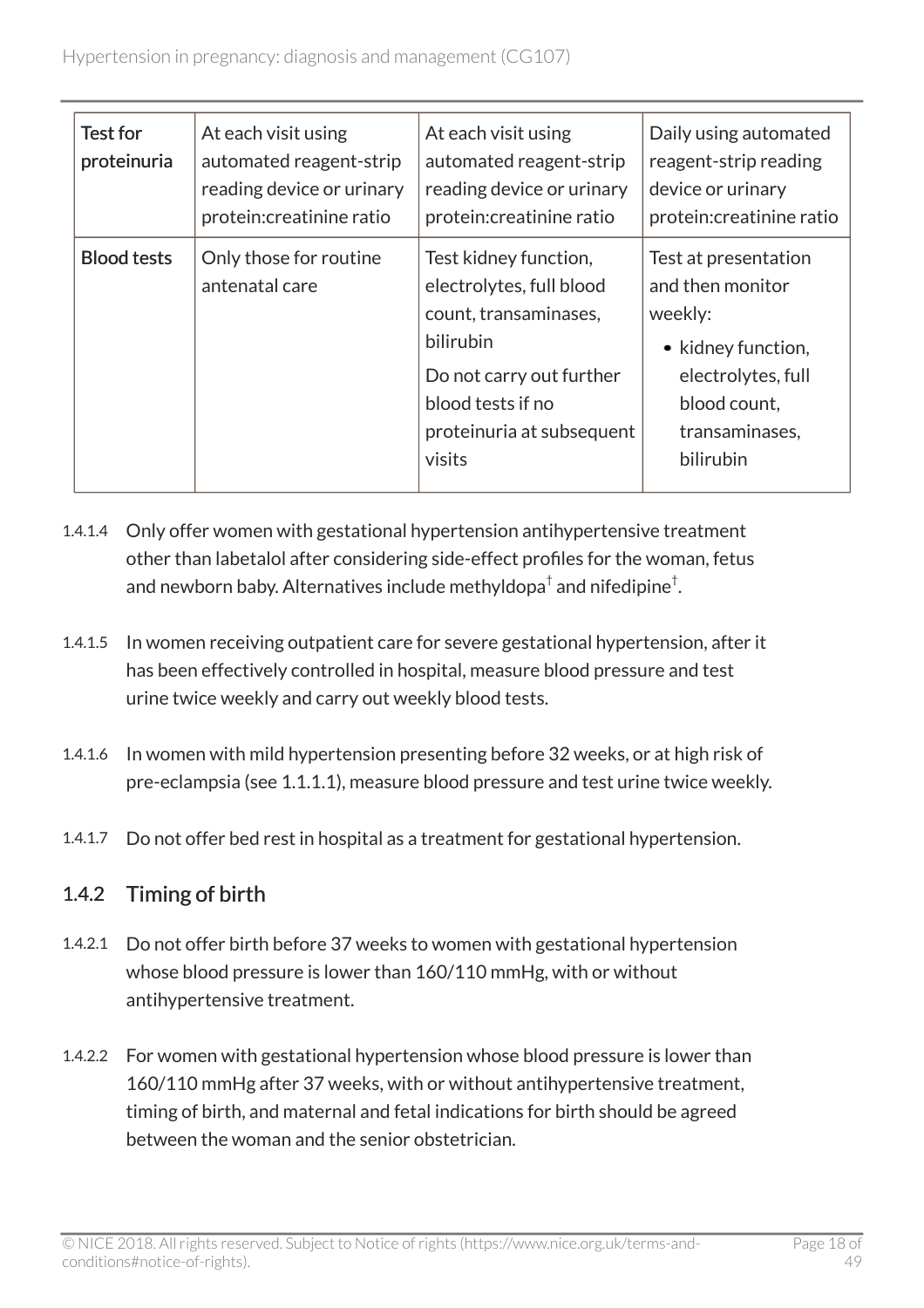| Test for proteinuria | At each visit using automated reagent-strip reading device or urinary protein:creatinine ratio | At each visit using automated reagent-strip reading device or urinary protein:creatinine ratio | Daily using automated reagent-strip reading device or urinary protein:creatinine ratio |
|---|---|---|---|
| Blood tests | Only those for routine antenatal care | Test kidney function, electrolytes, full blood count, transaminases, bilirubin<br>Do not carry out further blood tests if no proteinuria at subsequent visits | Test at presentation and then monitor weekly:<br>• kidney function, electrolytes, full blood count, transaminases, bilirubin |

1.4.1.4 Only offer women with gestational hypertension antihypertensive treatment other than labetalol after considering side-effect profiles for the woman, fetus and newborn baby. Alternatives include methyldopa[†] and nifedipine[†].

1.4.1.5 In women receiving outpatient care for severe gestational hypertension, after it has been effectively controlled in hospital, measure blood pressure and test urine twice weekly and carry out weekly blood tests.

1.4.1.6 In women with mild hypertension presenting before 32 weeks, or at high risk of pre-eclampsia (see 1.1.1.1), measure blood pressure and test urine twice weekly.

1.4.1.7 Do not offer bed rest in hospital as a treatment for gestational hypertension.

## 1.4.2 Timing of birth

1.4.2.1 Do not offer birth before 37 weeks to women with gestational hypertension whose blood pressure is lower than 160/110 mmHg, with or without antihypertensive treatment.

1.4.2.2 For women with gestational hypertension whose blood pressure is lower than 160/110 mmHg after 37 weeks, with or without antihypertensive treatment, timing of birth, and maternal and fetal indications for birth should be agreed between the woman and the senior obstetrician.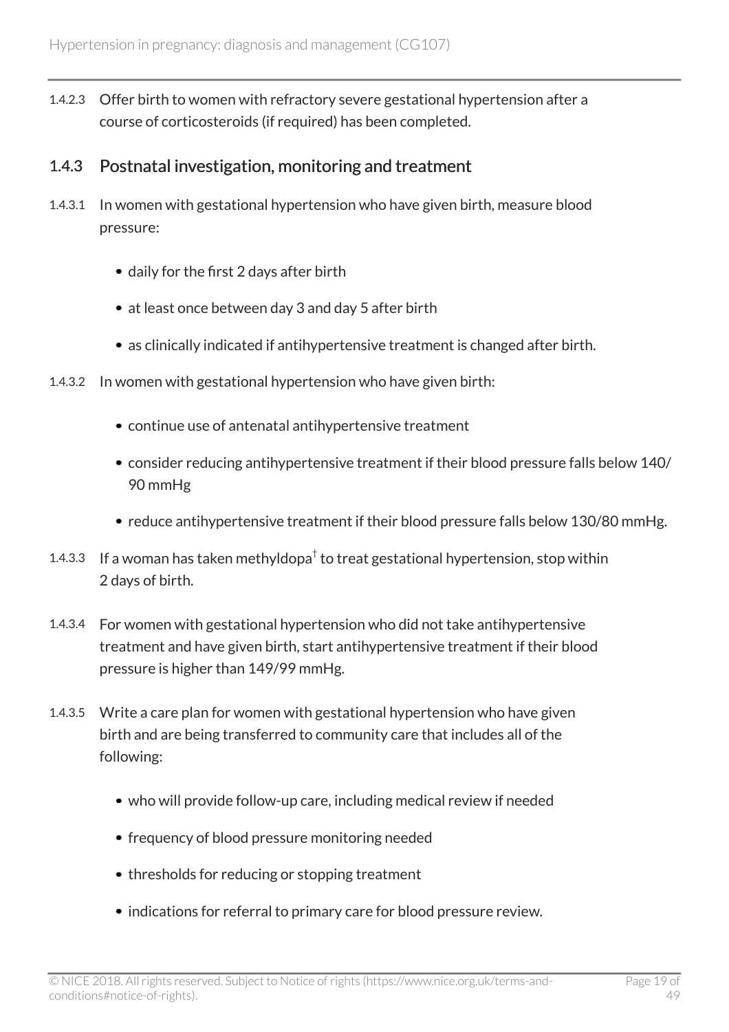1.4.2.3 Offer birth to women with refractory severe gestational hypertension after a course of corticosteroids (if required) has been completed.

## 1.4.3 Postnatal investigation, monitoring and treatment

1.4.3.1 In women with gestational hypertension who have given birth, measure blood pressure:

- daily for the first 2 days after birth
- at least once between day 3 and day 5 after birth
- as clinically indicated if antihypertensive treatment is changed after birth.

1.4.3.2 In women with gestational hypertension who have given birth:

- continue use of antenatal antihypertensive treatment
- consider reducing antihypertensive treatment if their blood pressure falls below 140/90 mmHg
- reduce antihypertensive treatment if their blood pressure falls below 130/80 mmHg.

1.4.3.3 If a woman has taken methyldopa[†] to treat gestational hypertension, stop within 2 days of birth.

1.4.3.4 For women with gestational hypertension who did not take antihypertensive treatment and have given birth, start antihypertensive treatment if their blood pressure is higher than 149/99 mmHg.

1.4.3.5 Write a care plan for women with gestational hypertension who have given birth and are being transferred to community care that includes all of the following:

- who will provide follow-up care, including medical review if needed
- frequency of blood pressure monitoring needed
- thresholds for reducing or stopping treatment
- indications for referral to primary care for blood pressure review.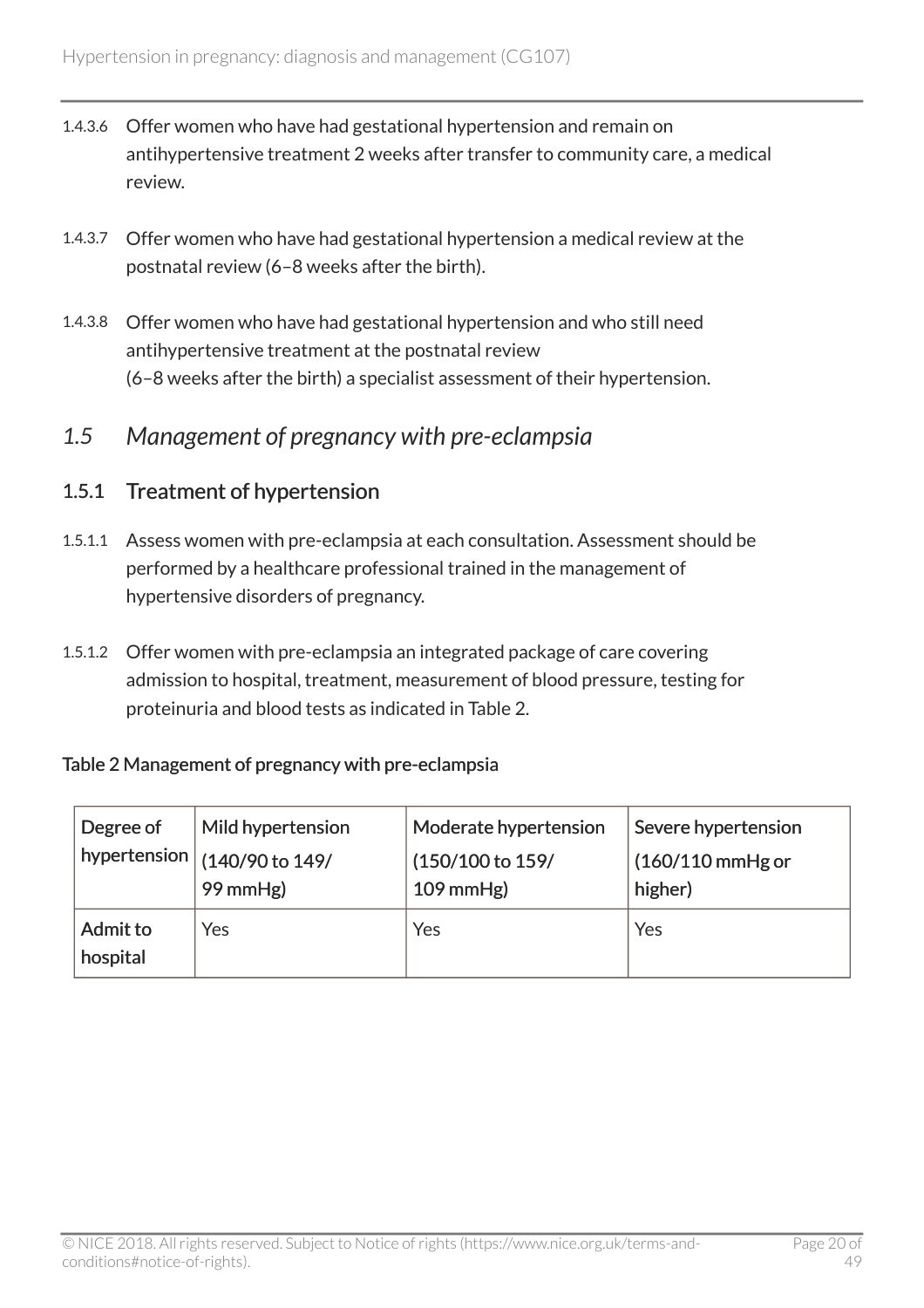1.4.3.6 Offer women who have had gestational hypertension and remain on antihypertensive treatment 2 weeks after transfer to community care, a medical review.

1.4.3.7 Offer women who have had gestational hypertension a medical review at the postnatal review (6–8 weeks after the birth).

1.4.3.8 Offer women who have had gestational hypertension and who still need antihypertensive treatment at the postnatal review (6–8 weeks after the birth) a specialist assessment of their hypertension.

## *1.5 Management of pregnancy with pre-eclampsia*

### 1.5.1 Treatment of hypertension

1.5.1.1 Assess women with pre-eclampsia at each consultation. Assessment should be performed by a healthcare professional trained in the management of hypertensive disorders of pregnancy.

1.5.1.2 Offer women with pre-eclampsia an integrated package of care covering admission to hospital, treatment, measurement of blood pressure, testing for proteinuria and blood tests as indicated in Table 2.

Table 2 Management of pregnancy with pre-eclampsia

| Degree of hypertension | Mild hypertension (140/90 to 149/99 mmHg) | Moderate hypertension (150/100 to 159/109 mmHg) | Severe hypertension (160/110 mmHg or higher) |
|---|---|---|---|
| Admit to hospital | Yes | Yes | Yes |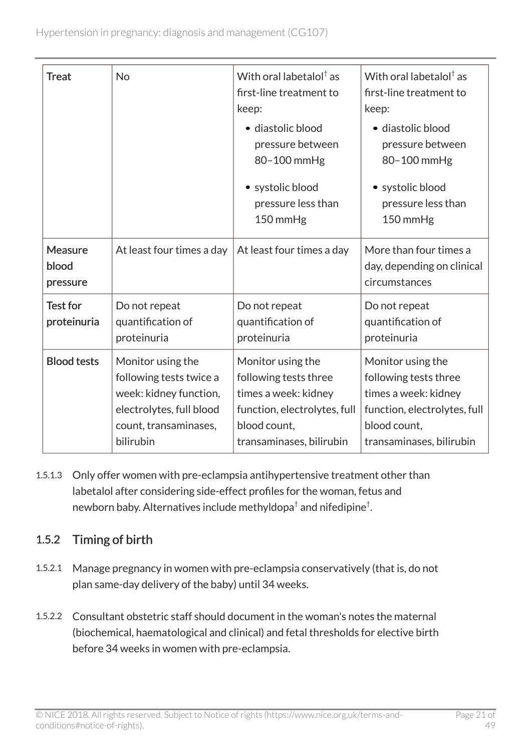| Treat | No | With oral labetalol† as first-line treatment to keep:<br>• diastolic blood pressure between 80–100 mmHg<br>• systolic blood pressure less than 150 mmHg | With oral labetalol† as first-line treatment to keep:<br>• diastolic blood pressure between 80–100 mmHg<br>• systolic blood pressure less than 150 mmHg |
|---|---|---|---|
| Measure blood pressure | At least four times a day | At least four times a day | More than four times a day, depending on clinical circumstances |
| Test for proteinuria | Do not repeat quantification of proteinuria | Do not repeat quantification of proteinuria | Do not repeat quantification of proteinuria |
| Blood tests | Monitor using the following tests twice a week: kidney function, electrolytes, full blood count, transaminases, bilirubin | Monitor using the following tests three times a week: kidney function, electrolytes, full blood count, transaminases, bilirubin | Monitor using the following tests three times a week: kidney function, electrolytes, full blood count, transaminases, bilirubin |

1.5.1.3 Only offer women with pre-eclampsia antihypertensive treatment other than labetalol after considering side-effect profiles for the woman, fetus and newborn baby. Alternatives include methyldopa† and nifedipine†.

## 1.5.2 Timing of birth

1.5.2.1 Manage pregnancy in women with pre-eclampsia conservatively (that is, do not plan same-day delivery of the baby) until 34 weeks.

1.5.2.2 Consultant obstetric staff should document in the woman's notes the maternal (biochemical, haematological and clinical) and fetal thresholds for elective birth before 34 weeks in women with pre-eclampsia.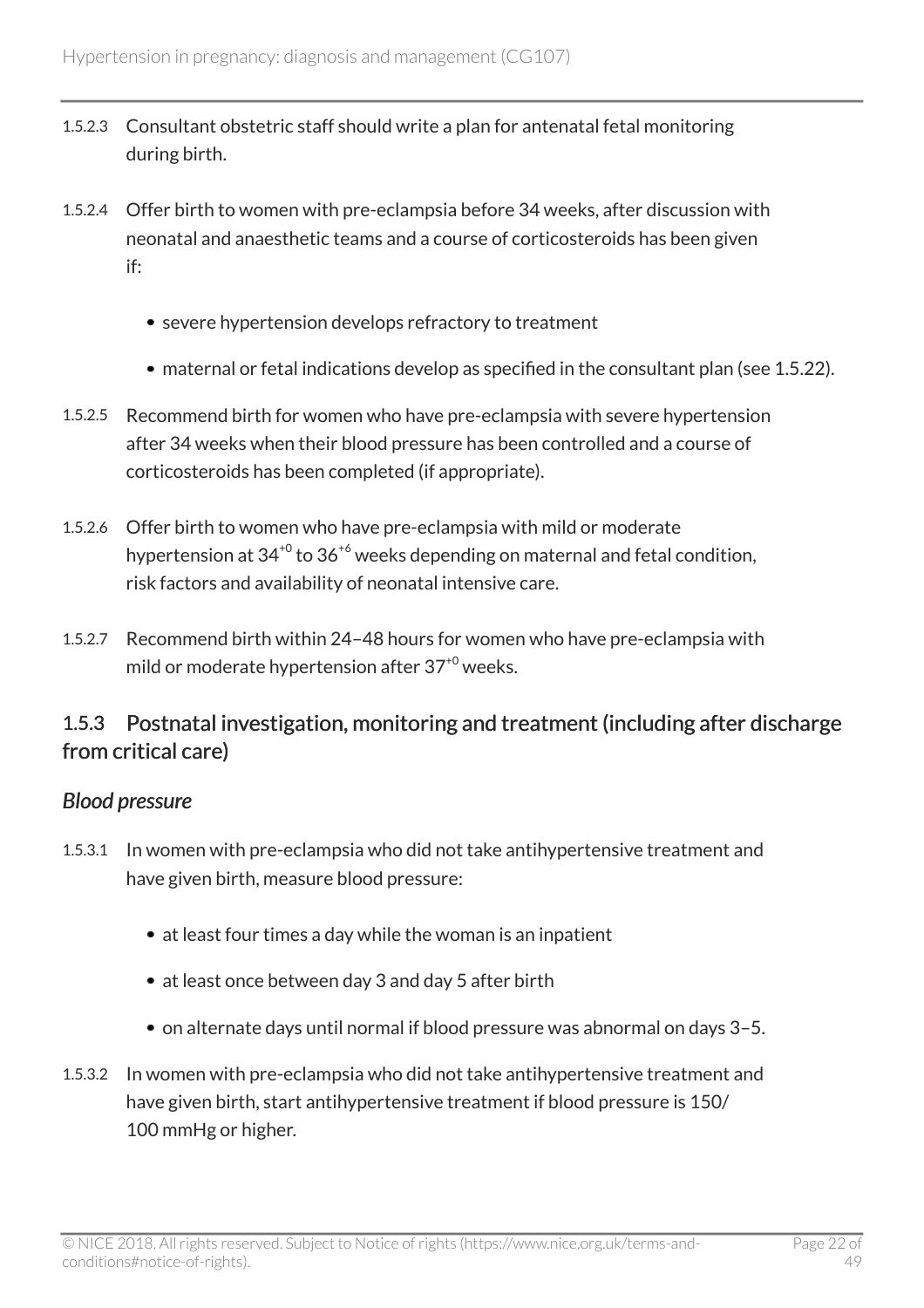1.5.2.3 Consultant obstetric staff should write a plan for antenatal fetal monitoring during birth.

1.5.2.4 Offer birth to women with pre-eclampsia before 34 weeks, after discussion with neonatal and anaesthetic teams and a course of corticosteroids has been given if:

- severe hypertension develops refractory to treatment
- maternal or fetal indications develop as specified in the consultant plan (see 1.5.22).

1.5.2.5 Recommend birth for women who have pre-eclampsia with severe hypertension after 34 weeks when their blood pressure has been controlled and a course of corticosteroids has been completed (if appropriate).

1.5.2.6 Offer birth to women who have pre-eclampsia with mild or moderate hypertension at $34^{+0}$ to $36^{+6}$ weeks depending on maternal and fetal condition, risk factors and availability of neonatal intensive care.

1.5.2.7 Recommend birth within 24–48 hours for women who have pre-eclampsia with mild or moderate hypertension after $37^{+0}$ weeks.

## 1.5.3 Postnatal investigation, monitoring and treatment (including after discharge from critical care)

### *Blood pressure*

1.5.3.1 In women with pre-eclampsia who did not take antihypertensive treatment and have given birth, measure blood pressure:

- at least four times a day while the woman is an inpatient
- at least once between day 3 and day 5 after birth
- on alternate days until normal if blood pressure was abnormal on days 3–5.

1.5.3.2 In women with pre-eclampsia who did not take antihypertensive treatment and have given birth, start antihypertensive treatment if blood pressure is 150/100 mmHg or higher.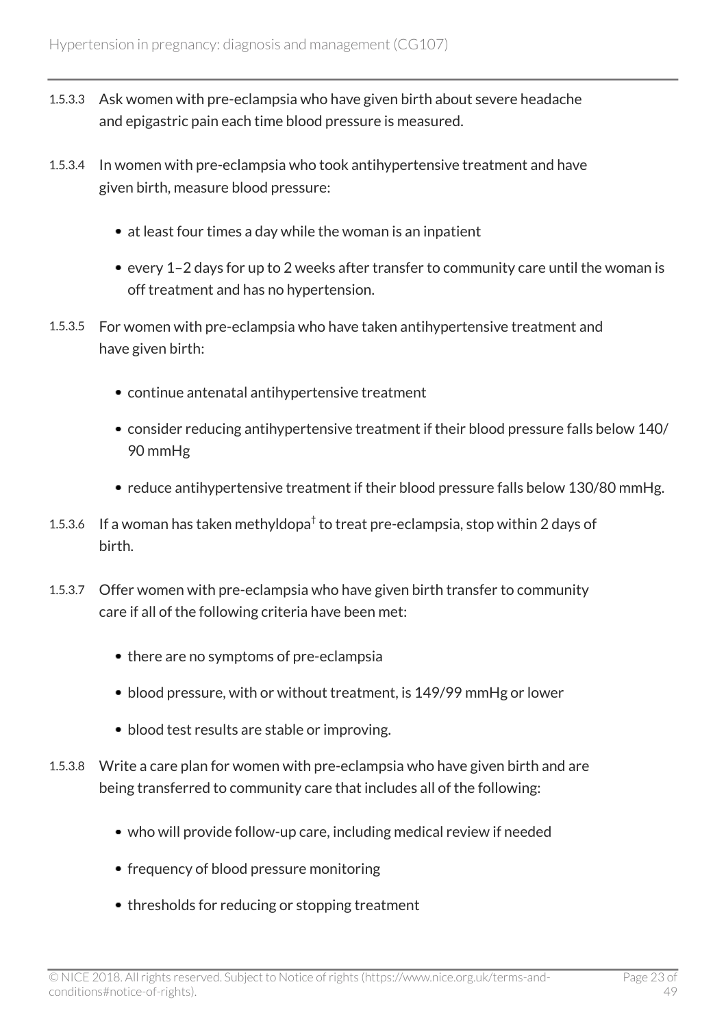1.5.3.3 Ask women with pre-eclampsia who have given birth about severe headache and epigastric pain each time blood pressure is measured.

1.5.3.4 In women with pre-eclampsia who took antihypertensive treatment and have given birth, measure blood pressure:

- at least four times a day while the woman is an inpatient
- every 1–2 days for up to 2 weeks after transfer to community care until the woman is off treatment and has no hypertension.

1.5.3.5 For women with pre-eclampsia who have taken antihypertensive treatment and have given birth:

- continue antenatal antihypertensive treatment
- consider reducing antihypertensive treatment if their blood pressure falls below 140/90 mmHg
- reduce antihypertensive treatment if their blood pressure falls below 130/80 mmHg.

1.5.3.6 If a woman has taken methyldopa[†] to treat pre-eclampsia, stop within 2 days of birth.

1.5.3.7 Offer women with pre-eclampsia who have given birth transfer to community care if all of the following criteria have been met:

- there are no symptoms of pre-eclampsia
- blood pressure, with or without treatment, is 149/99 mmHg or lower
- blood test results are stable or improving.

1.5.3.8 Write a care plan for women with pre-eclampsia who have given birth and are being transferred to community care that includes all of the following:

- who will provide follow-up care, including medical review if needed
- frequency of blood pressure monitoring
- thresholds for reducing or stopping treatment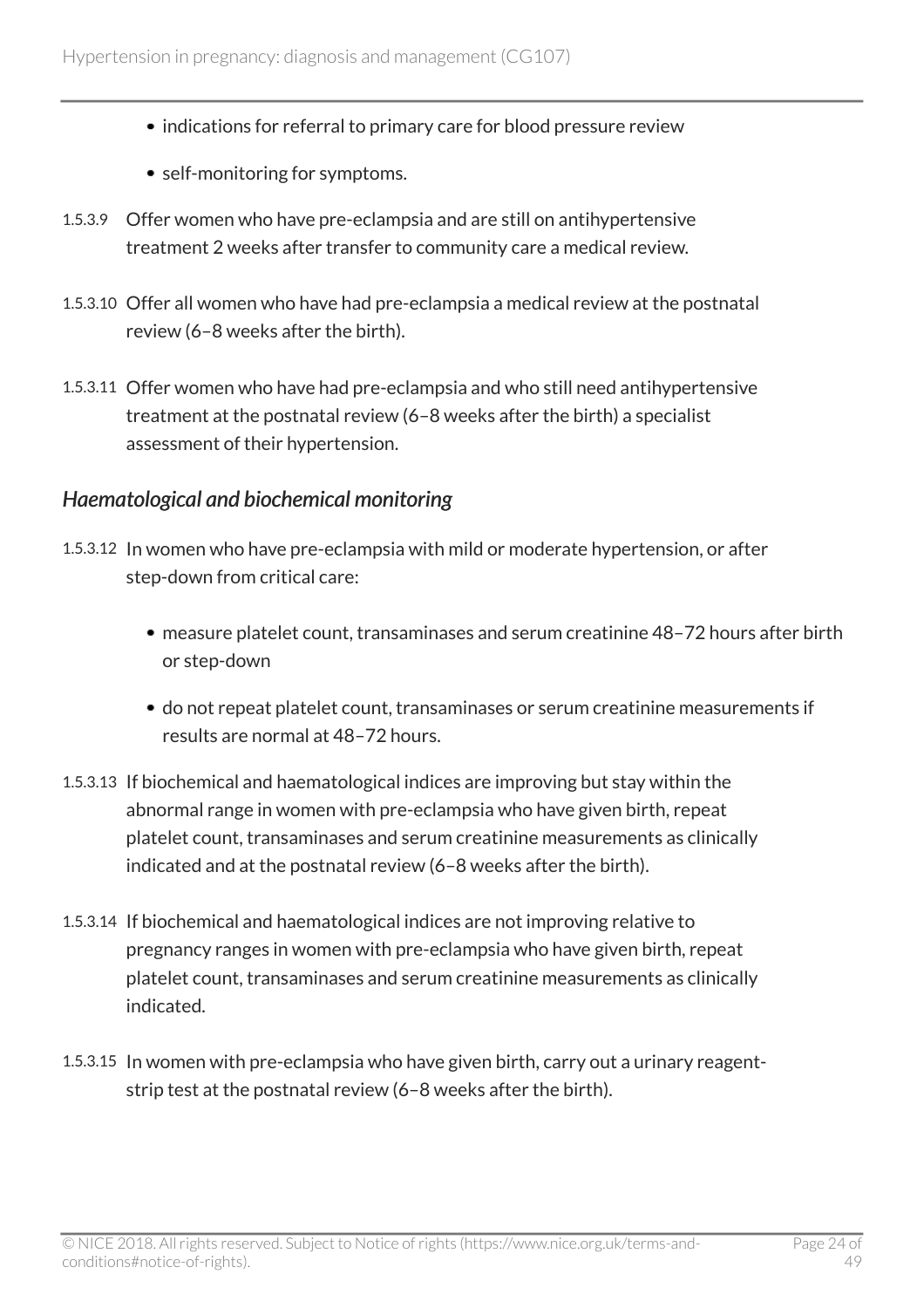- indications for referral to primary care for blood pressure review
- self-monitoring for symptoms.

1.5.3.9 Offer women who have pre-eclampsia and are still on antihypertensive treatment 2 weeks after transfer to community care a medical review.

1.5.3.10 Offer all women who have had pre-eclampsia a medical review at the postnatal review (6–8 weeks after the birth).

1.5.3.11 Offer women who have had pre-eclampsia and who still need antihypertensive treatment at the postnatal review (6–8 weeks after the birth) a specialist assessment of their hypertension.

### *Haematological and biochemical monitoring*

1.5.3.12 In women who have pre-eclampsia with mild or moderate hypertension, or after step-down from critical care:

- measure platelet count, transaminases and serum creatinine 48–72 hours after birth or step-down
- do not repeat platelet count, transaminases or serum creatinine measurements if results are normal at 48–72 hours.

1.5.3.13 If biochemical and haematological indices are improving but stay within the abnormal range in women with pre-eclampsia who have given birth, repeat platelet count, transaminases and serum creatinine measurements as clinically indicated and at the postnatal review (6–8 weeks after the birth).

1.5.3.14 If biochemical and haematological indices are not improving relative to pregnancy ranges in women with pre-eclampsia who have given birth, repeat platelet count, transaminases and serum creatinine measurements as clinically indicated.

1.5.3.15 In women with pre-eclampsia who have given birth, carry out a urinary reagent-strip test at the postnatal review (6–8 weeks after the birth).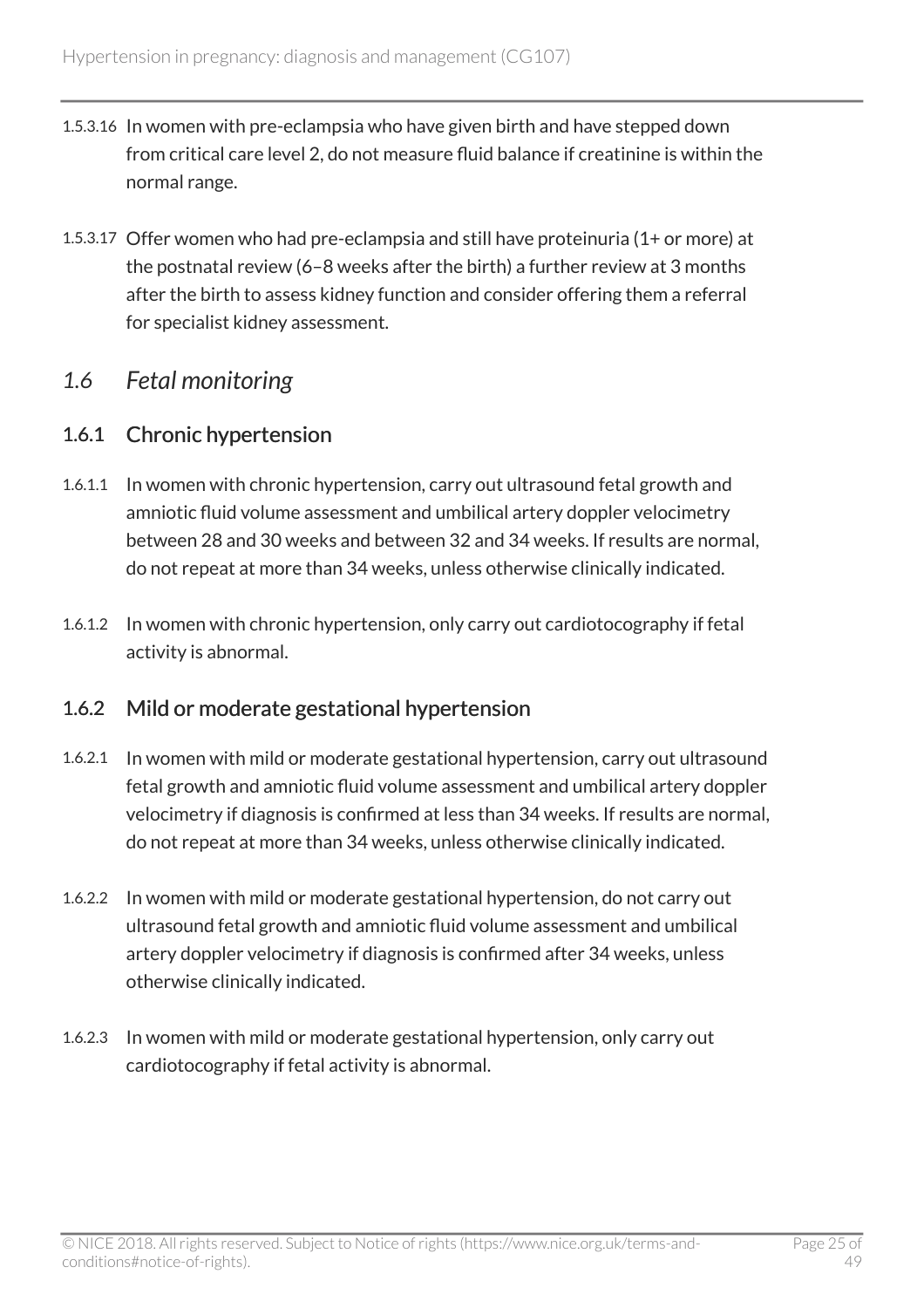1.5.3.16 In women with pre-eclampsia who have given birth and have stepped down from critical care level 2, do not measure fluid balance if creatinine is within the normal range.

1.5.3.17 Offer women who had pre-eclampsia and still have proteinuria (1+ or more) at the postnatal review (6–8 weeks after the birth) a further review at 3 months after the birth to assess kidney function and consider offering them a referral for specialist kidney assessment.

## *1.6 Fetal monitoring*

### 1.6.1 Chronic hypertension

1.6.1.1 In women with chronic hypertension, carry out ultrasound fetal growth and amniotic fluid volume assessment and umbilical artery doppler velocimetry between 28 and 30 weeks and between 32 and 34 weeks. If results are normal, do not repeat at more than 34 weeks, unless otherwise clinically indicated.

1.6.1.2 In women with chronic hypertension, only carry out cardiotocography if fetal activity is abnormal.

### 1.6.2 Mild or moderate gestational hypertension

1.6.2.1 In women with mild or moderate gestational hypertension, carry out ultrasound fetal growth and amniotic fluid volume assessment and umbilical artery doppler velocimetry if diagnosis is confirmed at less than 34 weeks. If results are normal, do not repeat at more than 34 weeks, unless otherwise clinically indicated.

1.6.2.2 In women with mild or moderate gestational hypertension, do not carry out ultrasound fetal growth and amniotic fluid volume assessment and umbilical artery doppler velocimetry if diagnosis is confirmed after 34 weeks, unless otherwise clinically indicated.

1.6.2.3 In women with mild or moderate gestational hypertension, only carry out cardiotocography if fetal activity is abnormal.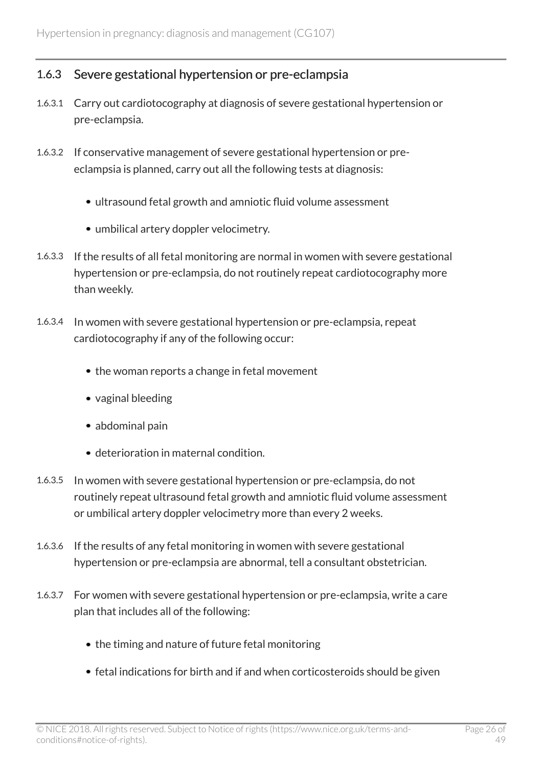### 1.6.3 Severe gestational hypertension or pre-eclampsia

1.6.3.1 Carry out cardiotocography at diagnosis of severe gestational hypertension or pre-eclampsia.

1.6.3.2 If conservative management of severe gestational hypertension or pre-eclampsia is planned, carry out all the following tests at diagnosis:

- ultrasound fetal growth and amniotic fluid volume assessment
- umbilical artery doppler velocimetry.

1.6.3.3 If the results of all fetal monitoring are normal in women with severe gestational hypertension or pre-eclampsia, do not routinely repeat cardiotocography more than weekly.

1.6.3.4 In women with severe gestational hypertension or pre-eclampsia, repeat cardiotocography if any of the following occur:

- the woman reports a change in fetal movement
- vaginal bleeding
- abdominal pain
- deterioration in maternal condition.

1.6.3.5 In women with severe gestational hypertension or pre-eclampsia, do not routinely repeat ultrasound fetal growth and amniotic fluid volume assessment or umbilical artery doppler velocimetry more than every 2 weeks.

1.6.3.6 If the results of any fetal monitoring in women with severe gestational hypertension or pre-eclampsia are abnormal, tell a consultant obstetrician.

1.6.3.7 For women with severe gestational hypertension or pre-eclampsia, write a care plan that includes all of the following:

- the timing and nature of future fetal monitoring
- fetal indications for birth and if and when corticosteroids should be given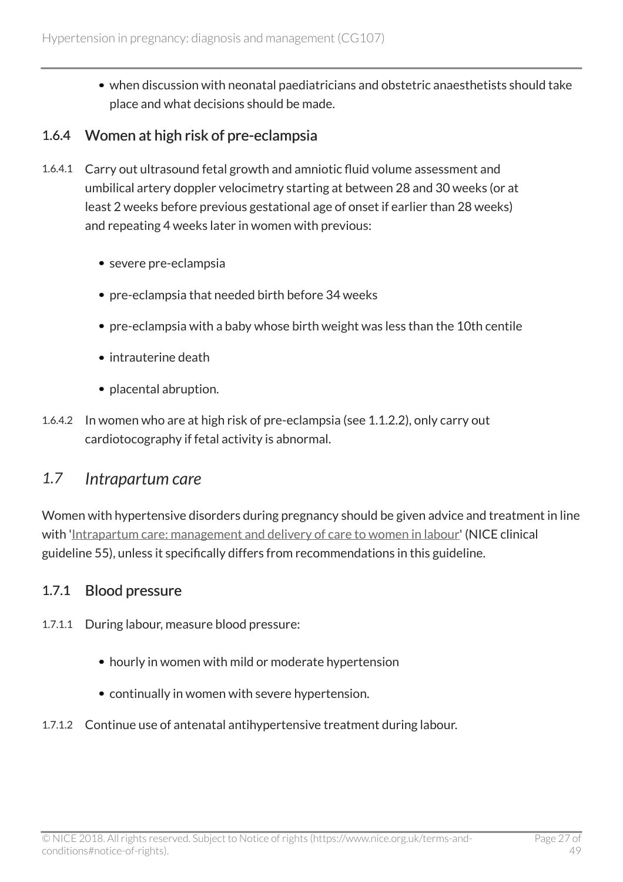- when discussion with neonatal paediatricians and obstetric anaesthetists should take place and what decisions should be made.

### 1.6.4 Women at high risk of pre-eclampsia

1.6.4.1 Carry out ultrasound fetal growth and amniotic fluid volume assessment and umbilical artery doppler velocimetry starting at between 28 and 30 weeks (or at least 2 weeks before previous gestational age of onset if earlier than 28 weeks) and repeating 4 weeks later in women with previous:

- severe pre-eclampsia
- pre-eclampsia that needed birth before 34 weeks
- pre-eclampsia with a baby whose birth weight was less than the 10th centile
- intrauterine death
- placental abruption.

1.6.4.2 In women who are at high risk of pre-eclampsia (see 1.1.2.2), only carry out cardiotocography if fetal activity is abnormal.

## *1.7 Intrapartum care*

Women with hypertensive disorders during pregnancy should be given advice and treatment in line with 'Intrapartum care: management and delivery of care to women in labour' (NICE clinical guideline 55), unless it specifically differs from recommendations in this guideline.

### 1.7.1 Blood pressure

1.7.1.1 During labour, measure blood pressure:

- hourly in women with mild or moderate hypertension
- continually in women with severe hypertension.

1.7.1.2 Continue use of antenatal antihypertensive treatment during labour.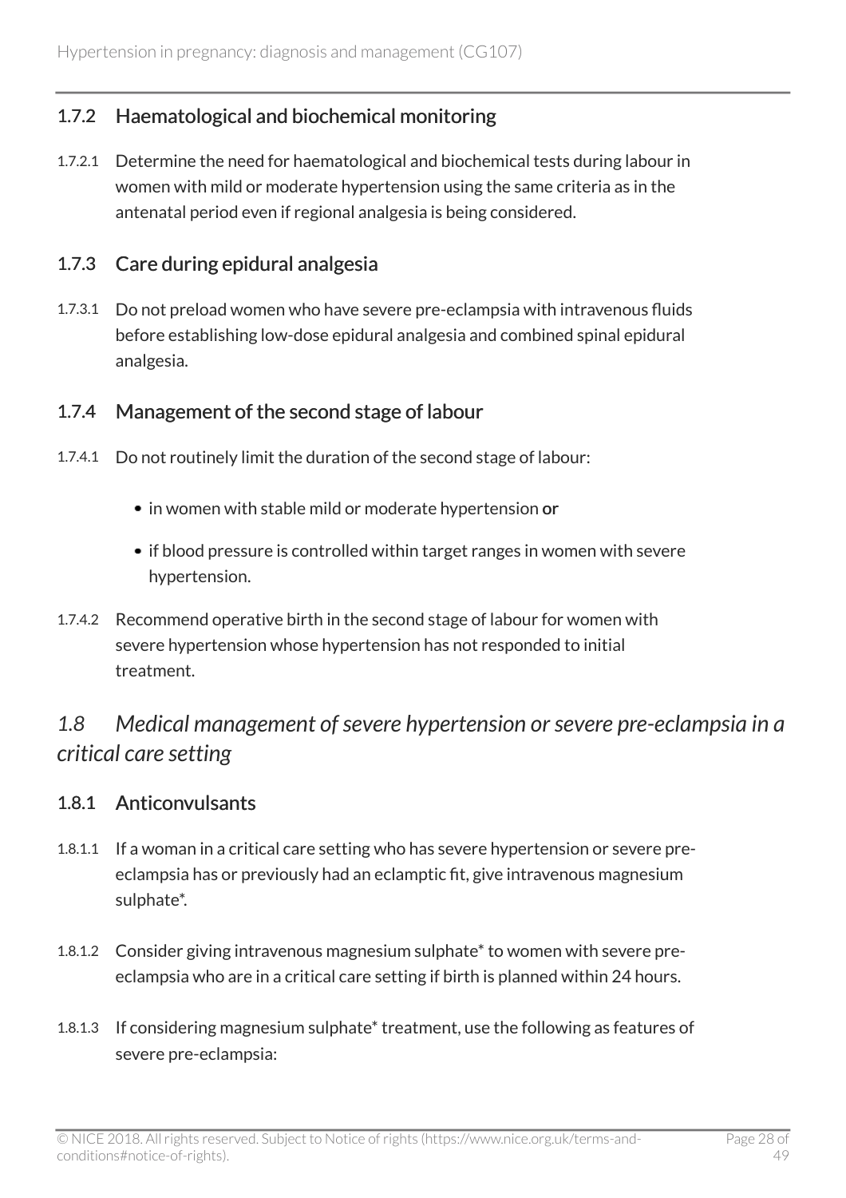### 1.7.2 Haematological and biochemical monitoring

1.7.2.1 Determine the need for haematological and biochemical tests during labour in women with mild or moderate hypertension using the same criteria as in the antenatal period even if regional analgesia is being considered.

### 1.7.3 Care during epidural analgesia

1.7.3.1 Do not preload women who have severe pre-eclampsia with intravenous fluids before establishing low-dose epidural analgesia and combined spinal epidural analgesia.

### 1.7.4 Management of the second stage of labour

1.7.4.1 Do not routinely limit the duration of the second stage of labour:

- in women with stable mild or moderate hypertension **or**
- if blood pressure is controlled within target ranges in women with severe hypertension.

1.7.4.2 Recommend operative birth in the second stage of labour for women with severe hypertension whose hypertension has not responded to initial treatment.

## *1.8 Medical management of severe hypertension or severe pre-eclampsia in a critical care setting*

### 1.8.1 Anticonvulsants

1.8.1.1 If a woman in a critical care setting who has severe hypertension or severe pre-eclampsia has or previously had an eclamptic fit, give intravenous magnesium sulphate*.

1.8.1.2 Consider giving intravenous magnesium sulphate* to women with severe pre-eclampsia who are in a critical care setting if birth is planned within 24 hours.

1.8.1.3 If considering magnesium sulphate* treatment, use the following as features of severe pre-eclampsia: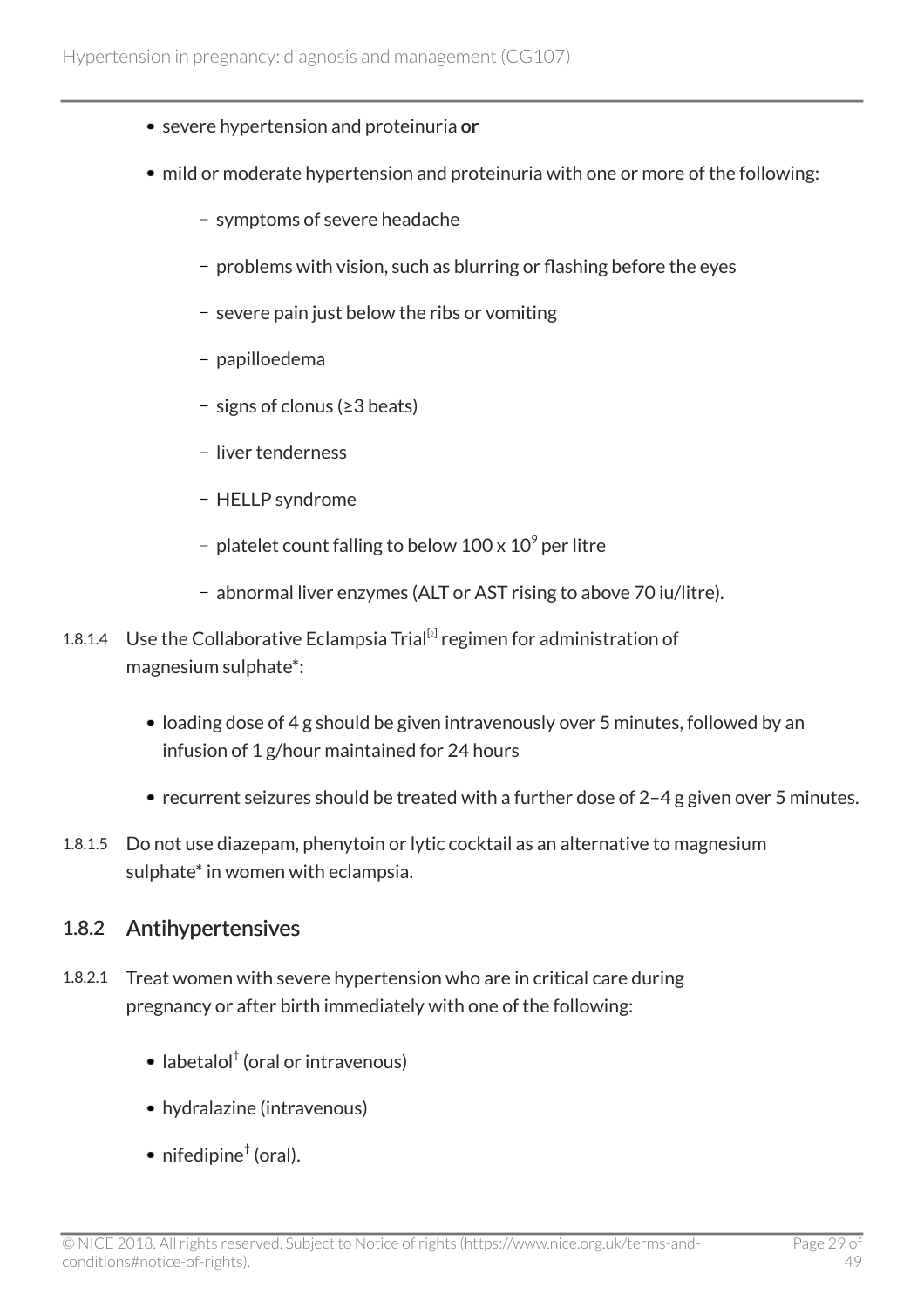- severe hypertension and proteinuria **or**
- mild or moderate hypertension and proteinuria with one or more of the following:
  - symptoms of severe headache
  - problems with vision, such as blurring or flashing before the eyes
  - severe pain just below the ribs or vomiting
  - papilloedema
  - signs of clonus (≥3 beats)
  - liver tenderness
  - HELLP syndrome
  - platelet count falling to below 100 x $10^9$ per litre
  - abnormal liver enzymes (ALT or AST rising to above 70 iu/litre).

1.8.1.4 Use the Collaborative Eclampsia Trial[2] regimen for administration of magnesium sulphate*:

- loading dose of 4 g should be given intravenously over 5 minutes, followed by an infusion of 1 g/hour maintained for 24 hours
- recurrent seizures should be treated with a further dose of 2–4 g given over 5 minutes.

1.8.1.5 Do not use diazepam, phenytoin or lytic cocktail as an alternative to magnesium sulphate* in women with eclampsia.

### 1.8.2 Antihypertensives

1.8.2.1 Treat women with severe hypertension who are in critical care during pregnancy or after birth immediately with one of the following:

- labetalol† (oral or intravenous)
- hydralazine (intravenous)
- nifedipine† (oral).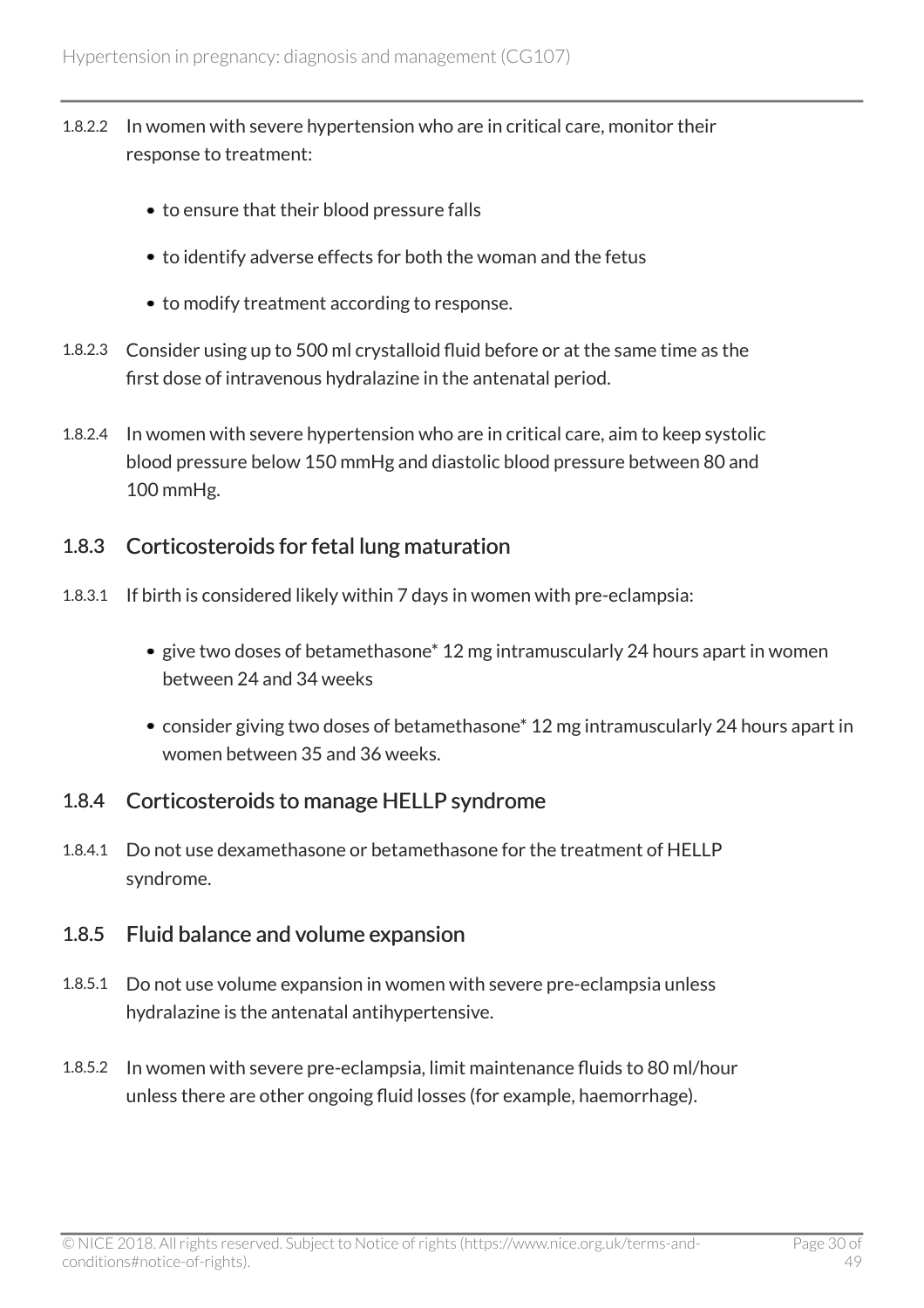1.8.2.2 In women with severe hypertension who are in critical care, monitor their response to treatment:

- to ensure that their blood pressure falls
- to identify adverse effects for both the woman and the fetus
- to modify treatment according to response.

1.8.2.3 Consider using up to 500 ml crystalloid fluid before or at the same time as the first dose of intravenous hydralazine in the antenatal period.

1.8.2.4 In women with severe hypertension who are in critical care, aim to keep systolic blood pressure below 150 mmHg and diastolic blood pressure between 80 and 100 mmHg.

### 1.8.3 Corticosteroids for fetal lung maturation

1.8.3.1 If birth is considered likely within 7 days in women with pre-eclampsia:

- give two doses of betamethasone* 12 mg intramuscularly 24 hours apart in women between 24 and 34 weeks
- consider giving two doses of betamethasone* 12 mg intramuscularly 24 hours apart in women between 35 and 36 weeks.

### 1.8.4 Corticosteroids to manage HELLP syndrome

1.8.4.1 Do not use dexamethasone or betamethasone for the treatment of HELLP syndrome.

### 1.8.5 Fluid balance and volume expansion

1.8.5.1 Do not use volume expansion in women with severe pre-eclampsia unless hydralazine is the antenatal antihypertensive.

1.8.5.2 In women with severe pre-eclampsia, limit maintenance fluids to 80 ml/hour unless there are other ongoing fluid losses (for example, haemorrhage).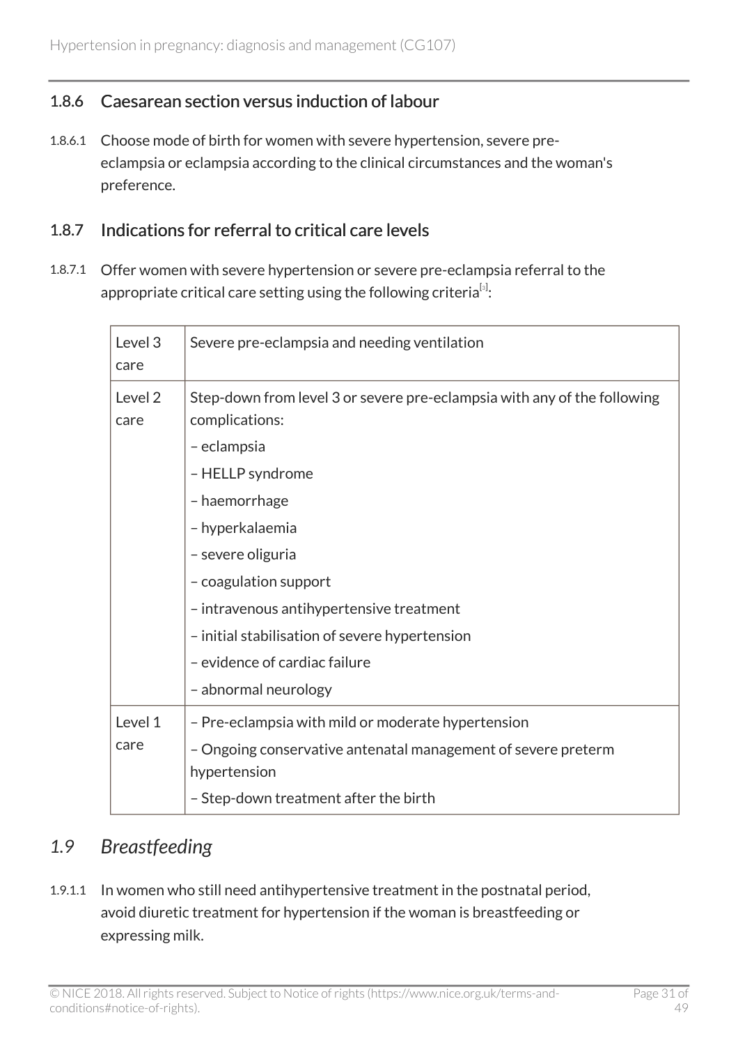### 1.8.6 Caesarean section versus induction of labour

1.8.6.1 Choose mode of birth for women with severe hypertension, severe pre-eclampsia or eclampsia according to the clinical circumstances and the woman's preference.

### 1.8.7 Indications for referral to critical care levels

1.8.7.1 Offer women with severe hypertension or severe pre-eclampsia referral to the appropriate critical care setting using the following criteria[3]:

| | |
|---|---|
| Level 3 care | Severe pre-eclampsia and needing ventilation |
| Level 2 care | Step-down from level 3 or severe pre-eclampsia with any of the following complications:<br>– eclampsia<br>– HELLP syndrome<br>– haemorrhage<br>– hyperkalaemia<br>– severe oliguria<br>– coagulation support<br>– intravenous antihypertensive treatment<br>– initial stabilisation of severe hypertension<br>– evidence of cardiac failure<br>– abnormal neurology |
| Level 1 care | – Pre-eclampsia with mild or moderate hypertension<br>– Ongoing conservative antenatal management of severe preterm hypertension<br>– Step-down treatment after the birth |

## *1.9 Breastfeeding*

1.9.1.1 In women who still need antihypertensive treatment in the postnatal period, avoid diuretic treatment for hypertension if the woman is breastfeeding or expressing milk.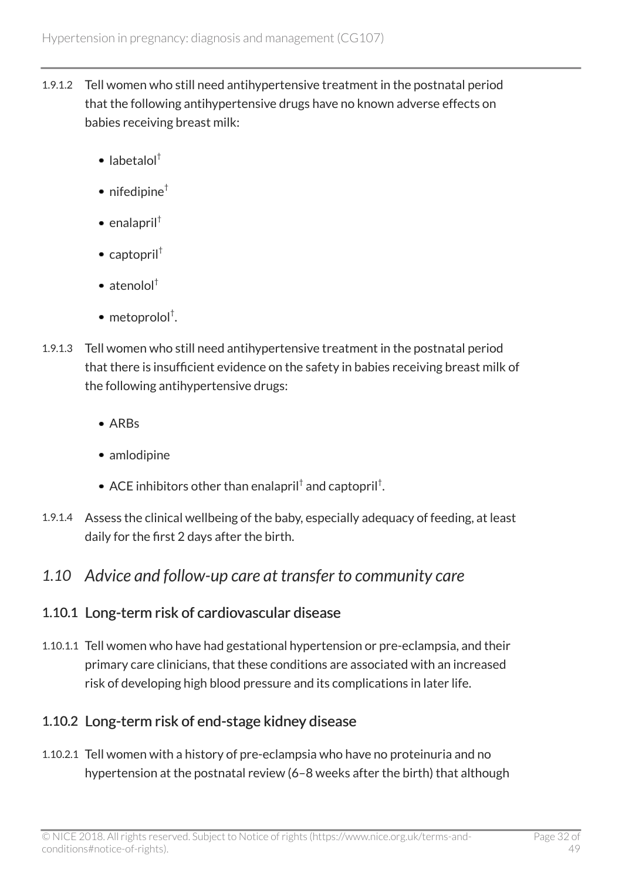1.9.1.2 Tell women who still need antihypertensive treatment in the postnatal period that the following antihypertensive drugs have no known adverse effects on babies receiving breast milk:

- labetalol†
- nifedipine†
- enalapril†
- captopril†
- atenolol†
- metoprolol†.

1.9.1.3 Tell women who still need antihypertensive treatment in the postnatal period that there is insufficient evidence on the safety in babies receiving breast milk of the following antihypertensive drugs:

- ARBs
- amlodipine
- ACE inhibitors other than enalapril† and captopril†.

1.9.1.4 Assess the clinical wellbeing of the baby, especially adequacy of feeding, at least daily for the first 2 days after the birth.

## *1.10 Advice and follow-up care at transfer to community care*

### 1.10.1 Long-term risk of cardiovascular disease

1.10.1.1 Tell women who have had gestational hypertension or pre-eclampsia, and their primary care clinicians, that these conditions are associated with an increased risk of developing high blood pressure and its complications in later life.

### 1.10.2 Long-term risk of end-stage kidney disease

1.10.2.1 Tell women with a history of pre-eclampsia who have no proteinuria and no hypertension at the postnatal review (6–8 weeks after the birth) that although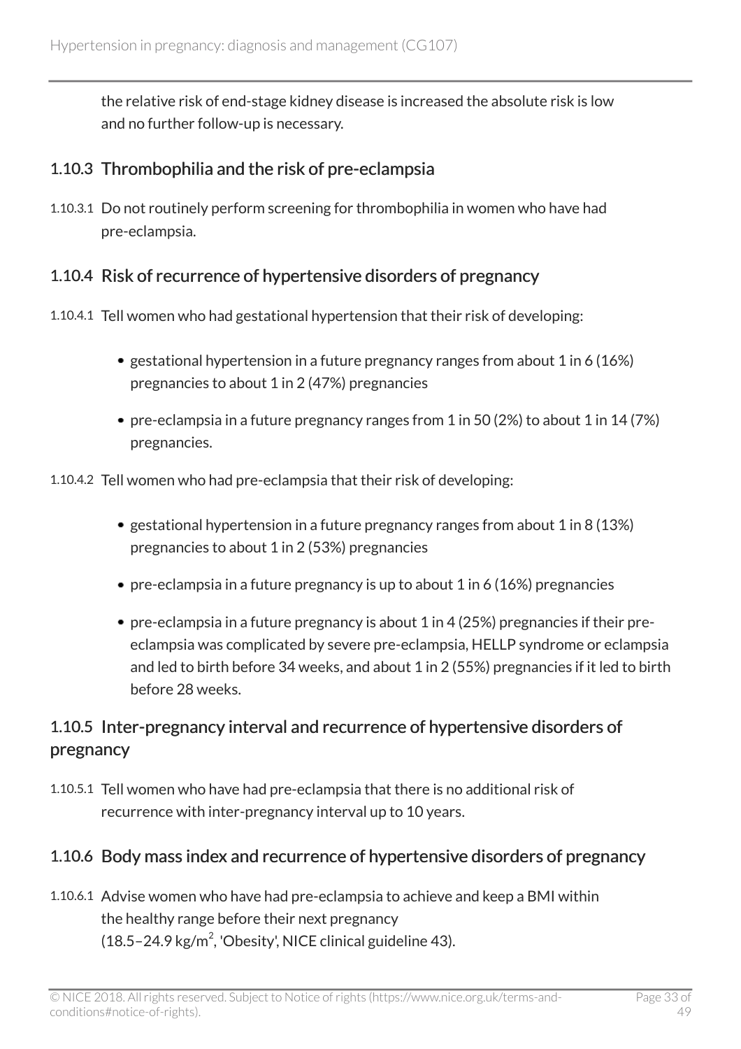the relative risk of end-stage kidney disease is increased the absolute risk is low and no further follow-up is necessary.

### 1.10.3 Thrombophilia and the risk of pre-eclampsia

1.10.3.1 Do not routinely perform screening for thrombophilia in women who have had pre-eclampsia.

### 1.10.4 Risk of recurrence of hypertensive disorders of pregnancy

1.10.4.1 Tell women who had gestational hypertension that their risk of developing:

- gestational hypertension in a future pregnancy ranges from about 1 in 6 (16%) pregnancies to about 1 in 2 (47%) pregnancies
- pre-eclampsia in a future pregnancy ranges from 1 in 50 (2%) to about 1 in 14 (7%) pregnancies.

1.10.4.2 Tell women who had pre-eclampsia that their risk of developing:

- gestational hypertension in a future pregnancy ranges from about 1 in 8 (13%) pregnancies to about 1 in 2 (53%) pregnancies
- pre-eclampsia in a future pregnancy is up to about 1 in 6 (16%) pregnancies
- pre-eclampsia in a future pregnancy is about 1 in 4 (25%) pregnancies if their pre-eclampsia was complicated by severe pre-eclampsia, HELLP syndrome or eclampsia and led to birth before 34 weeks, and about 1 in 2 (55%) pregnancies if it led to birth before 28 weeks.

### 1.10.5 Inter-pregnancy interval and recurrence of hypertensive disorders of pregnancy

1.10.5.1 Tell women who have had pre-eclampsia that there is no additional risk of recurrence with inter-pregnancy interval up to 10 years.

### 1.10.6 Body mass index and recurrence of hypertensive disorders of pregnancy

1.10.6.1 Advise women who have had pre-eclampsia to achieve and keep a BMI within the healthy range before their next pregnancy (18.5–24.9 kg/$m^2$, 'Obesity', NICE clinical guideline 43).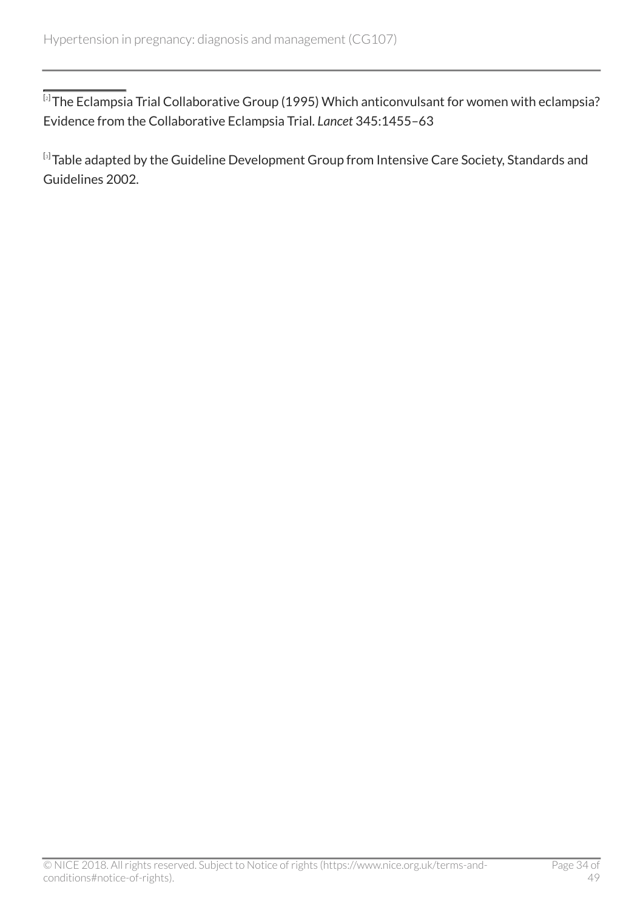[2] The Eclampsia Trial Collaborative Group (1995) Which anticonvulsant for women with eclampsia? Evidence from the Collaborative Eclampsia Trial. *Lancet* 345:1455–63

[3] Table adapted by the Guideline Development Group from Intensive Care Society, Standards and Guidelines 2002.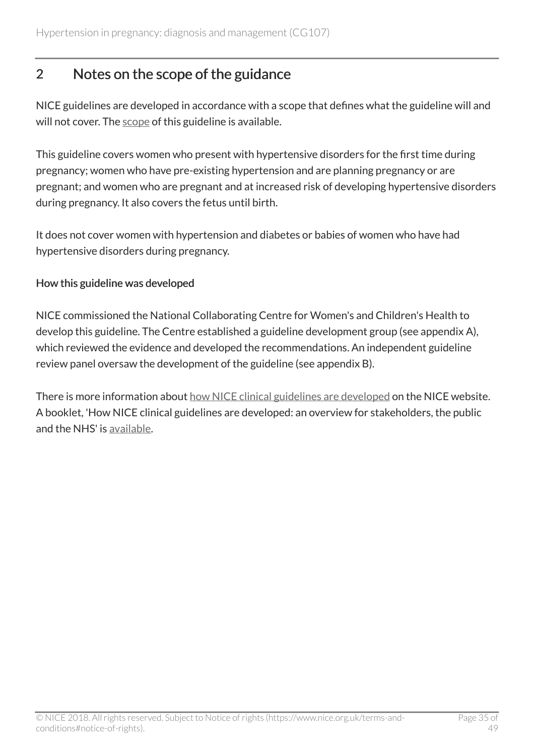## 2 Notes on the scope of the guidance

NICE guidelines are developed in accordance with a scope that defines what the guideline will and will not cover. The scope of this guideline is available.

This guideline covers women who present with hypertensive disorders for the first time during pregnancy; women who have pre-existing hypertension and are planning pregnancy or are pregnant; and women who are pregnant and at increased risk of developing hypertensive disorders during pregnancy. It also covers the fetus until birth.

It does not cover women with hypertension and diabetes or babies of women who have had hypertensive disorders during pregnancy.

### How this guideline was developed

NICE commissioned the National Collaborating Centre for Women's and Children's Health to develop this guideline. The Centre established a guideline development group (see appendix A), which reviewed the evidence and developed the recommendations. An independent guideline review panel oversaw the development of the guideline (see appendix B).

There is more information about how NICE clinical guidelines are developed on the NICE website. A booklet, 'How NICE clinical guidelines are developed: an overview for stakeholders, the public and the NHS' is available.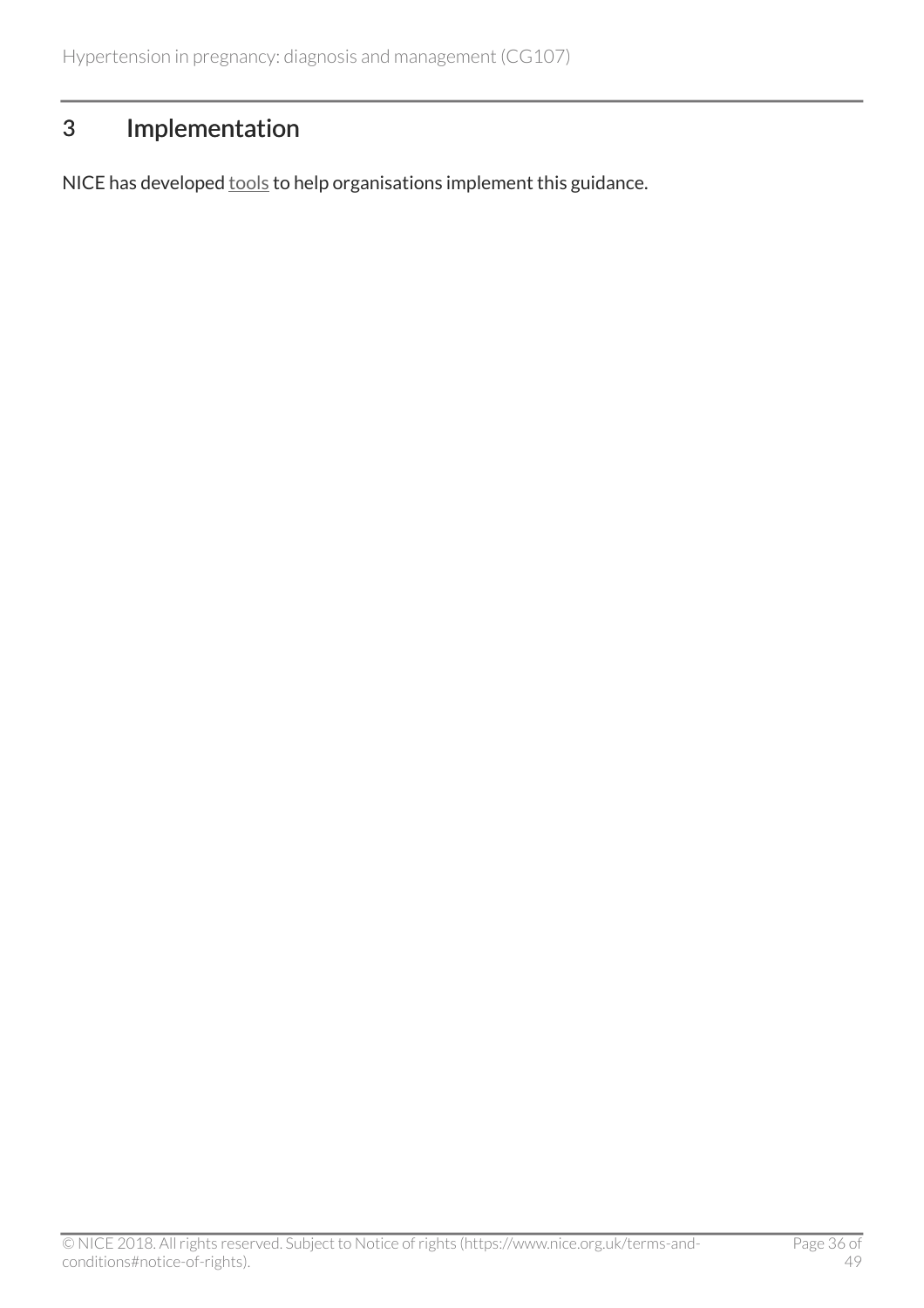## 3 Implementation

NICE has developed tools to help organisations implement this guidance.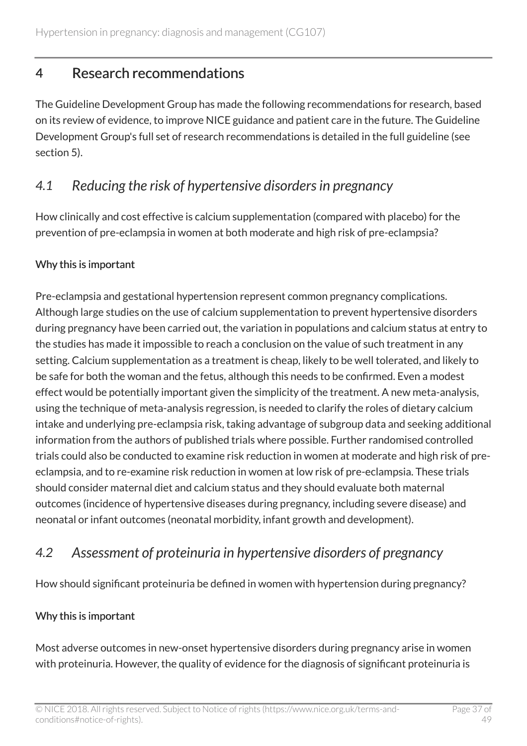## 4 Research recommendations

The Guideline Development Group has made the following recommendations for research, based on its review of evidence, to improve NICE guidance and patient care in the future. The Guideline Development Group's full set of research recommendations is detailed in the full guideline (see section 5).

### *4.1 Reducing the risk of hypertensive disorders in pregnancy*

How clinically and cost effective is calcium supplementation (compared with placebo) for the prevention of pre-eclampsia in women at both moderate and high risk of pre-eclampsia?

#### Why this is important

Pre-eclampsia and gestational hypertension represent common pregnancy complications. Although large studies on the use of calcium supplementation to prevent hypertensive disorders during pregnancy have been carried out, the variation in populations and calcium status at entry to the studies has made it impossible to reach a conclusion on the value of such treatment in any setting. Calcium supplementation as a treatment is cheap, likely to be well tolerated, and likely to be safe for both the woman and the fetus, although this needs to be confirmed. Even a modest effect would be potentially important given the simplicity of the treatment. A new meta-analysis, using the technique of meta-analysis regression, is needed to clarify the roles of dietary calcium intake and underlying pre-eclampsia risk, taking advantage of subgroup data and seeking additional information from the authors of published trials where possible. Further randomised controlled trials could also be conducted to examine risk reduction in women at moderate and high risk of pre-eclampsia, and to re-examine risk reduction in women at low risk of pre-eclampsia. These trials should consider maternal diet and calcium status and they should evaluate both maternal outcomes (incidence of hypertensive diseases during pregnancy, including severe disease) and neonatal or infant outcomes (neonatal morbidity, infant growth and development).

### *4.2 Assessment of proteinuria in hypertensive disorders of pregnancy*

How should significant proteinuria be defined in women with hypertension during pregnancy?

#### Why this is important

Most adverse outcomes in new-onset hypertensive disorders during pregnancy arise in women with proteinuria. However, the quality of evidence for the diagnosis of significant proteinuria is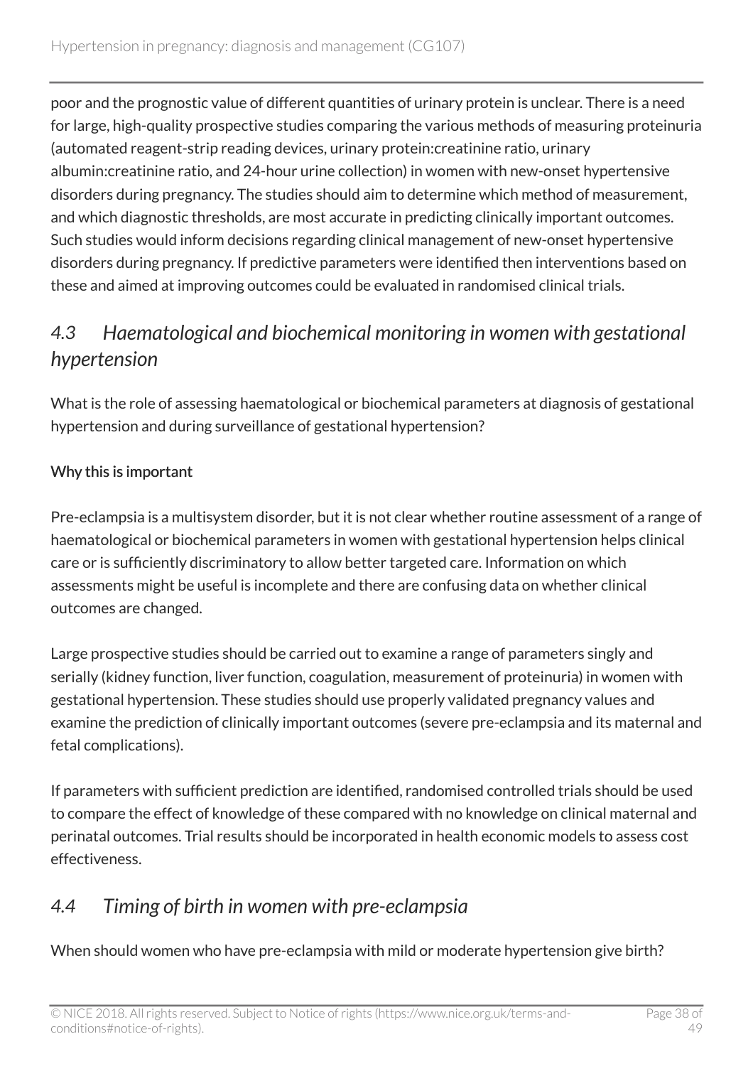poor and the prognostic value of different quantities of urinary protein is unclear. There is a need for large, high-quality prospective studies comparing the various methods of measuring proteinuria (automated reagent-strip reading devices, urinary protein:creatinine ratio, urinary albumin:creatinine ratio, and 24-hour urine collection) in women with new-onset hypertensive disorders during pregnancy. The studies should aim to determine which method of measurement, and which diagnostic thresholds, are most accurate in predicting clinically important outcomes. Such studies would inform decisions regarding clinical management of new-onset hypertensive disorders during pregnancy. If predictive parameters were identified then interventions based on these and aimed at improving outcomes could be evaluated in randomised clinical trials.

## *4.3 Haematological and biochemical monitoring in women with gestational hypertension*

What is the role of assessing haematological or biochemical parameters at diagnosis of gestational hypertension and during surveillance of gestational hypertension?

**Why this is important**

Pre-eclampsia is a multisystem disorder, but it is not clear whether routine assessment of a range of haematological or biochemical parameters in women with gestational hypertension helps clinical care or is sufficiently discriminatory to allow better targeted care. Information on which assessments might be useful is incomplete and there are confusing data on whether clinical outcomes are changed.

Large prospective studies should be carried out to examine a range of parameters singly and serially (kidney function, liver function, coagulation, measurement of proteinuria) in women with gestational hypertension. These studies should use properly validated pregnancy values and examine the prediction of clinically important outcomes (severe pre-eclampsia and its maternal and fetal complications).

If parameters with sufficient prediction are identified, randomised controlled trials should be used to compare the effect of knowledge of these compared with no knowledge on clinical maternal and perinatal outcomes. Trial results should be incorporated in health economic models to assess cost effectiveness.

## *4.4 Timing of birth in women with pre-eclampsia*

When should women who have pre-eclampsia with mild or moderate hypertension give birth?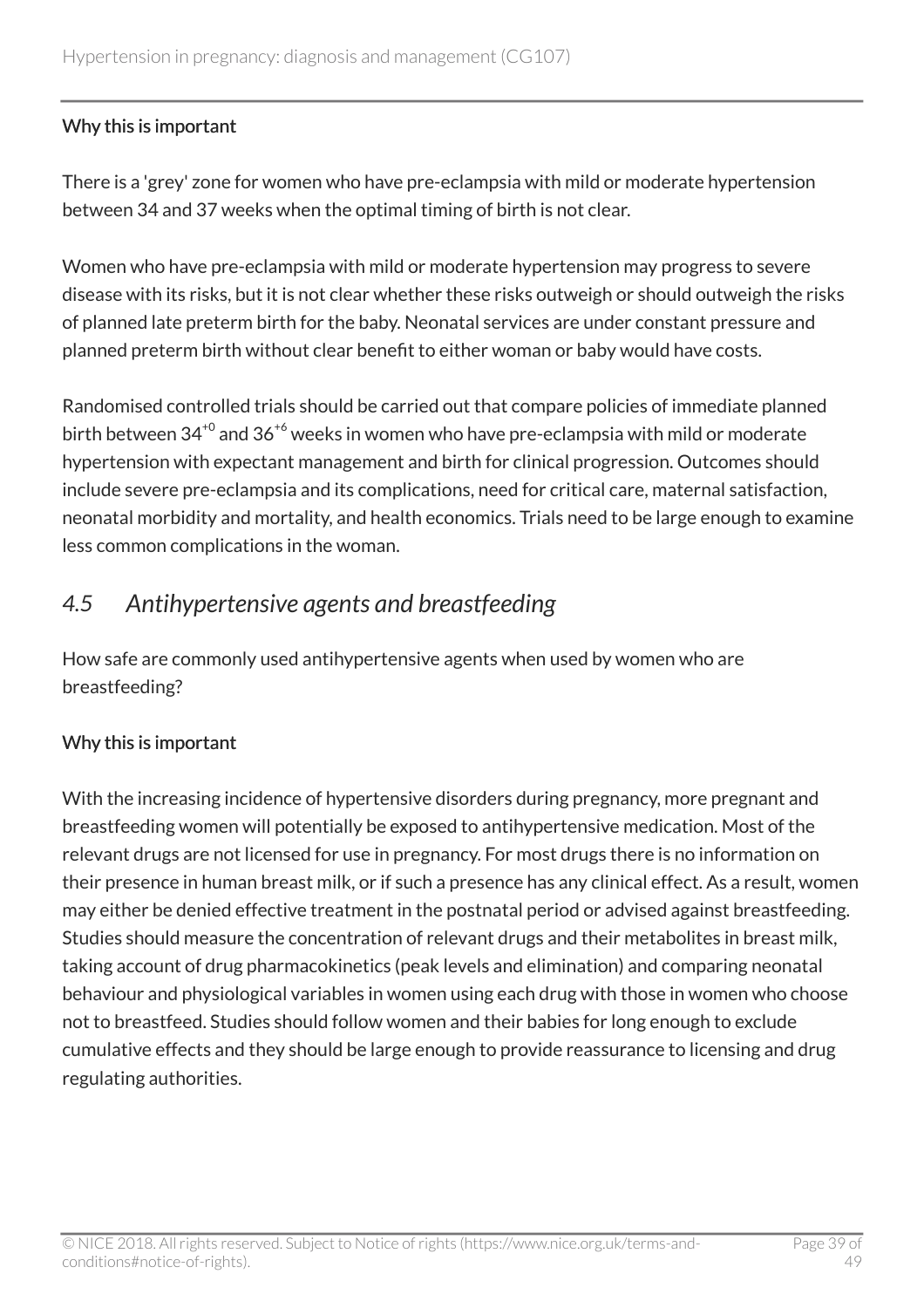#### Why this is important

There is a 'grey' zone for women who have pre-eclampsia with mild or moderate hypertension between 34 and 37 weeks when the optimal timing of birth is not clear.

Women who have pre-eclampsia with mild or moderate hypertension may progress to severe disease with its risks, but it is not clear whether these risks outweigh or should outweigh the risks of planned late preterm birth for the baby. Neonatal services are under constant pressure and planned preterm birth without clear benefit to either woman or baby would have costs.

Randomised controlled trials should be carried out that compare policies of immediate planned birth between $34^{+0}$ and $36^{+6}$ weeks in women who have pre-eclampsia with mild or moderate hypertension with expectant management and birth for clinical progression. Outcomes should include severe pre-eclampsia and its complications, need for critical care, maternal satisfaction, neonatal morbidity and mortality, and health economics. Trials need to be large enough to examine less common complications in the woman.

## *4.5 Antihypertensive agents and breastfeeding*

How safe are commonly used antihypertensive agents when used by women who are breastfeeding?

#### Why this is important

With the increasing incidence of hypertensive disorders during pregnancy, more pregnant and breastfeeding women will potentially be exposed to antihypertensive medication. Most of the relevant drugs are not licensed for use in pregnancy. For most drugs there is no information on their presence in human breast milk, or if such a presence has any clinical effect. As a result, women may either be denied effective treatment in the postnatal period or advised against breastfeeding. Studies should measure the concentration of relevant drugs and their metabolites in breast milk, taking account of drug pharmacokinetics (peak levels and elimination) and comparing neonatal behaviour and physiological variables in women using each drug with those in women who choose not to breastfeed. Studies should follow women and their babies for long enough to exclude cumulative effects and they should be large enough to provide reassurance to licensing and drug regulating authorities.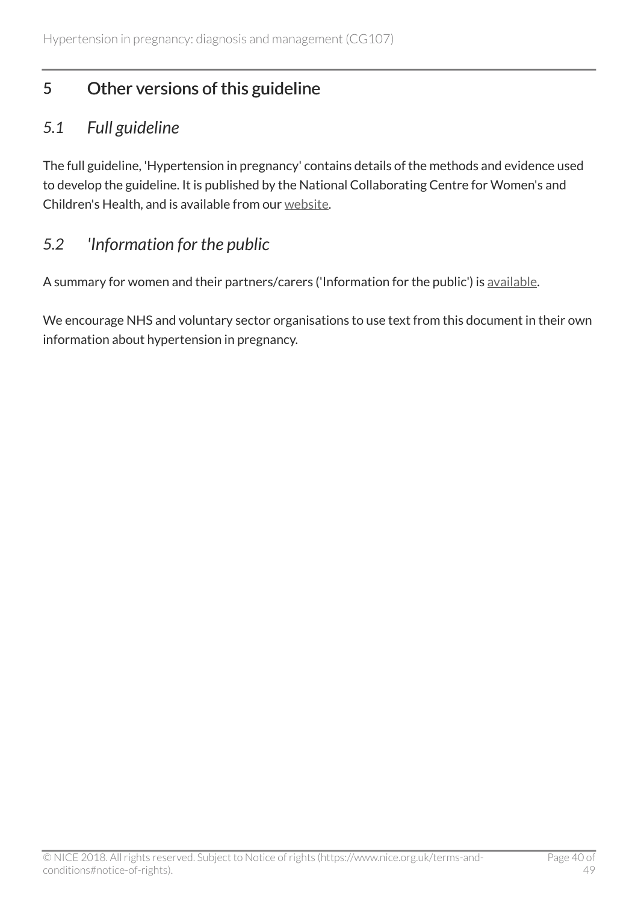## 5 Other versions of this guideline

### *5.1 Full guideline*

The full guideline, 'Hypertension in pregnancy' contains details of the methods and evidence used to develop the guideline. It is published by the National Collaborating Centre for Women's and Children's Health, and is available from our website.

### *5.2 'Information for the public*

A summary for women and their partners/carers ('Information for the public') is available.

We encourage NHS and voluntary sector organisations to use text from this document in their own information about hypertension in pregnancy.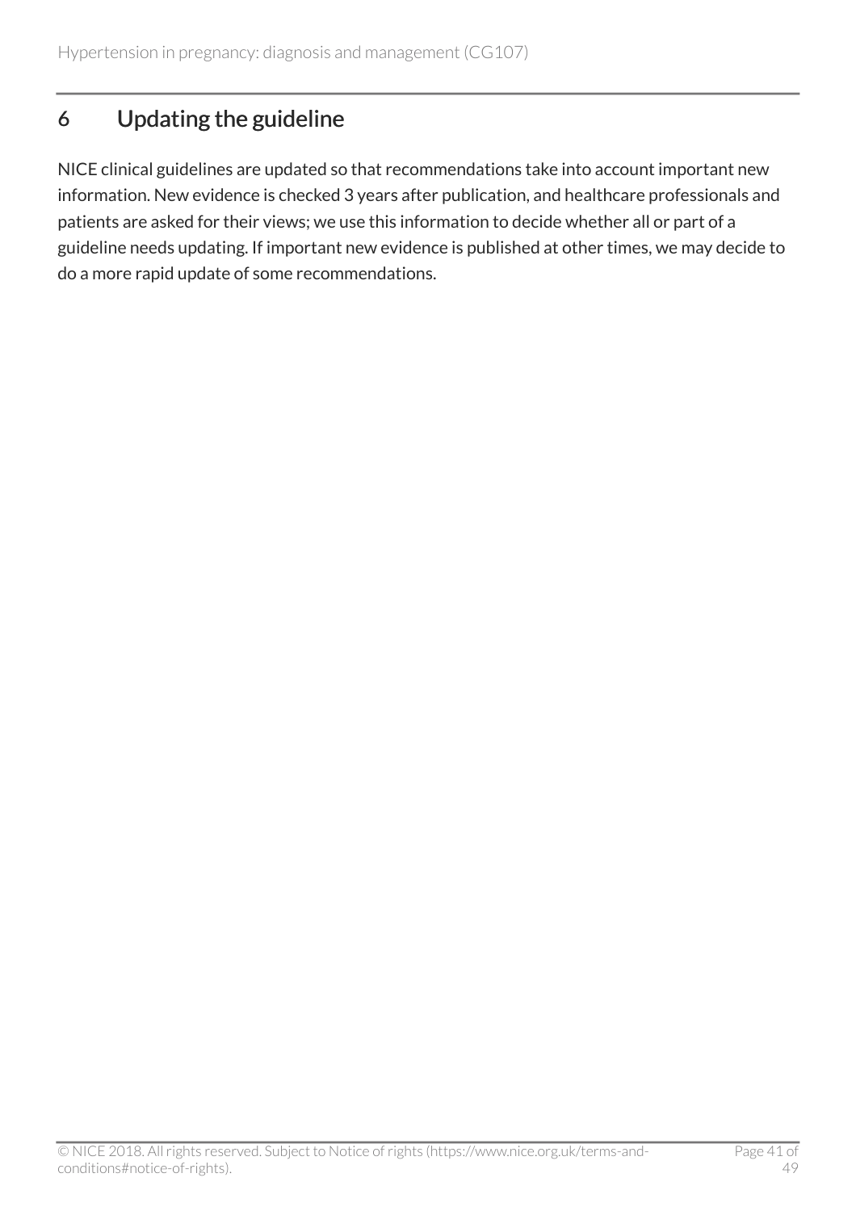## 6 Updating the guideline

NICE clinical guidelines are updated so that recommendations take into account important new information. New evidence is checked 3 years after publication, and healthcare professionals and patients are asked for their views; we use this information to decide whether all or part of a guideline needs updating. If important new evidence is published at other times, we may decide to do a more rapid update of some recommendations.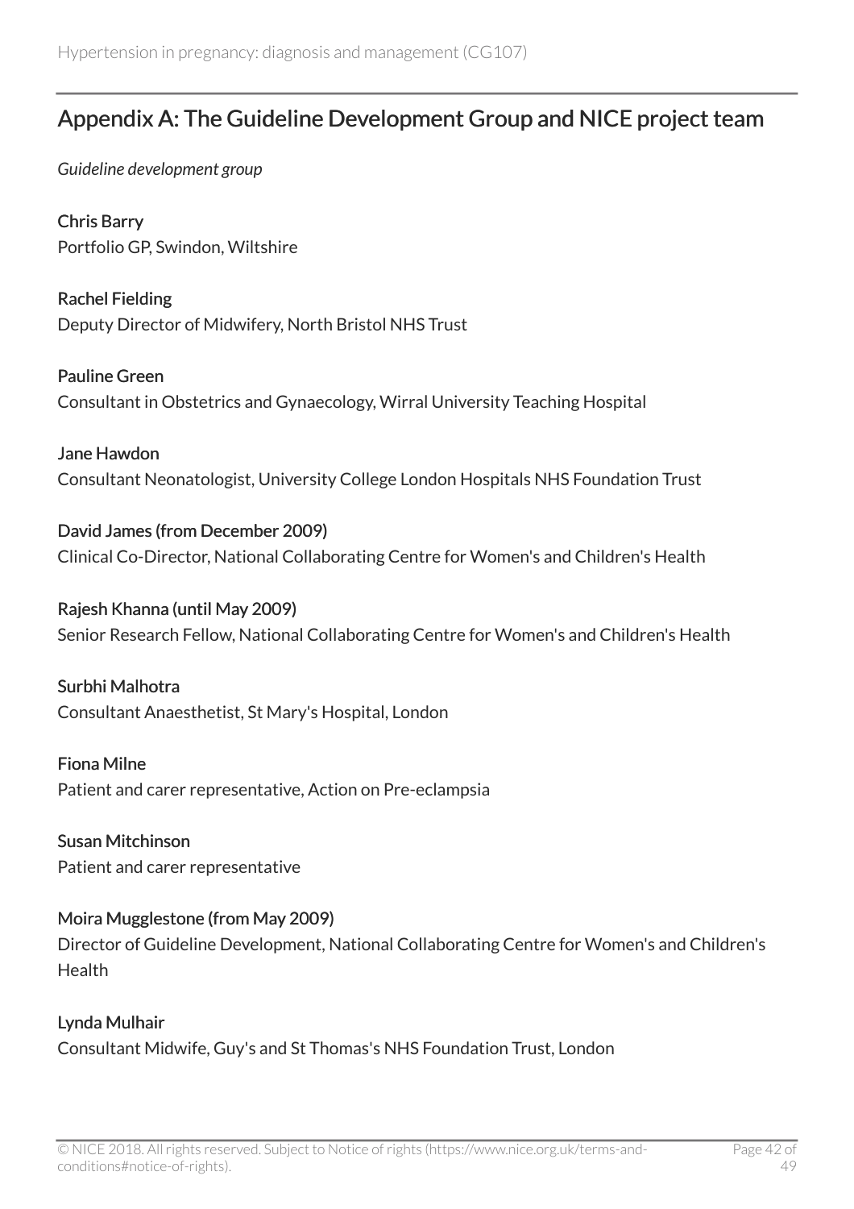## Appendix A: The Guideline Development Group and NICE project team

*Guideline development group*

**Chris Barry**
Portfolio GP, Swindon, Wiltshire

**Rachel Fielding**
Deputy Director of Midwifery, North Bristol NHS Trust

**Pauline Green**
Consultant in Obstetrics and Gynaecology, Wirral University Teaching Hospital

**Jane Hawdon**
Consultant Neonatologist, University College London Hospitals NHS Foundation Trust

**David James (from December 2009)**
Clinical Co-Director, National Collaborating Centre for Women's and Children's Health

**Rajesh Khanna (until May 2009)**
Senior Research Fellow, National Collaborating Centre for Women's and Children's Health

**Surbhi Malhotra**
Consultant Anaesthetist, St Mary's Hospital, London

**Fiona Milne**
Patient and carer representative, Action on Pre-eclampsia

**Susan Mitchinson**
Patient and carer representative

**Moira Mugglestone (from May 2009)**
Director of Guideline Development, National Collaborating Centre for Women's and Children's Health

**Lynda Mulhair**
Consultant Midwife, Guy's and St Thomas's NHS Foundation Trust, London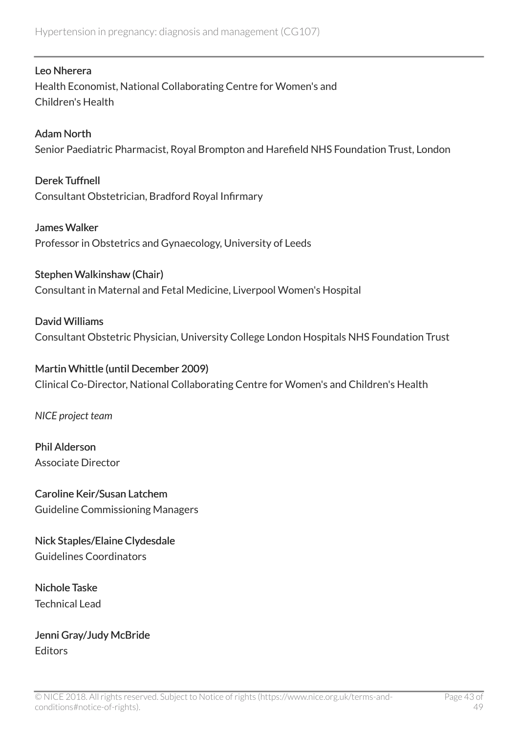**Leo Nherera**
Health Economist, National Collaborating Centre for Women's and Children's Health

**Adam North**
Senior Paediatric Pharmacist, Royal Brompton and Harefield NHS Foundation Trust, London

**Derek Tuffnell**
Consultant Obstetrician, Bradford Royal Infirmary

**James Walker**
Professor in Obstetrics and Gynaecology, University of Leeds

**Stephen Walkinshaw (Chair)**
Consultant in Maternal and Fetal Medicine, Liverpool Women's Hospital

**David Williams**
Consultant Obstetric Physician, University College London Hospitals NHS Foundation Trust

**Martin Whittle (until December 2009)**
Clinical Co-Director, National Collaborating Centre for Women's and Children's Health

*NICE project team*

**Phil Alderson**
Associate Director

**Caroline Keir/Susan Latchem**
Guideline Commissioning Managers

**Nick Staples/Elaine Clydesdale**
Guidelines Coordinators

**Nichole Taske**
Technical Lead

**Jenni Gray/Judy McBride**
Editors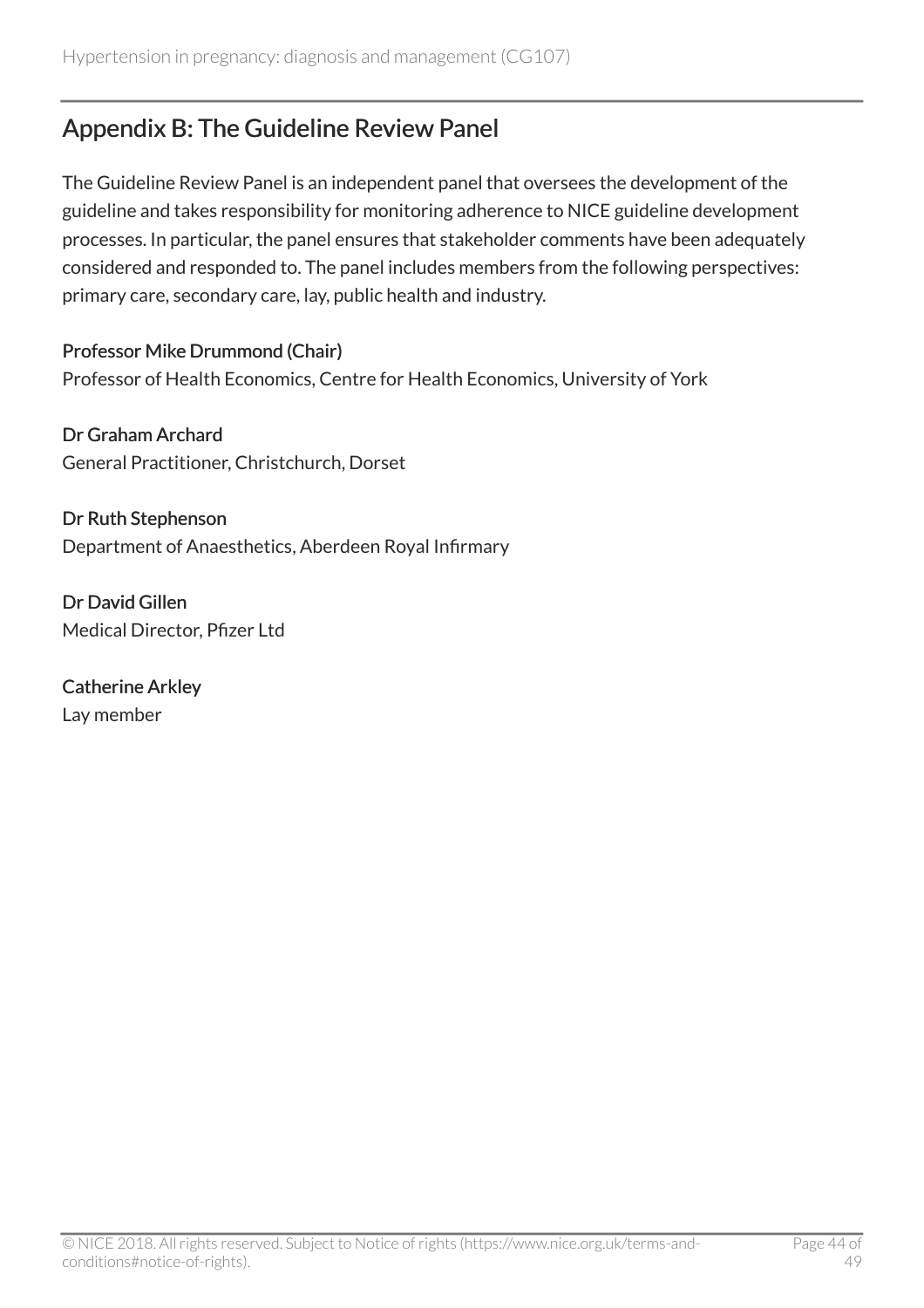## Appendix B: The Guideline Review Panel

The Guideline Review Panel is an independent panel that oversees the development of the guideline and takes responsibility for monitoring adherence to NICE guideline development processes. In particular, the panel ensures that stakeholder comments have been adequately considered and responded to. The panel includes members from the following perspectives: primary care, secondary care, lay, public health and industry.

**Professor Mike Drummond (Chair)**
Professor of Health Economics, Centre for Health Economics, University of York

**Dr Graham Archard**
General Practitioner, Christchurch, Dorset

**Dr Ruth Stephenson**
Department of Anaesthetics, Aberdeen Royal Infirmary

**Dr David Gillen**
Medical Director, Pfizer Ltd

**Catherine Arkley**
Lay member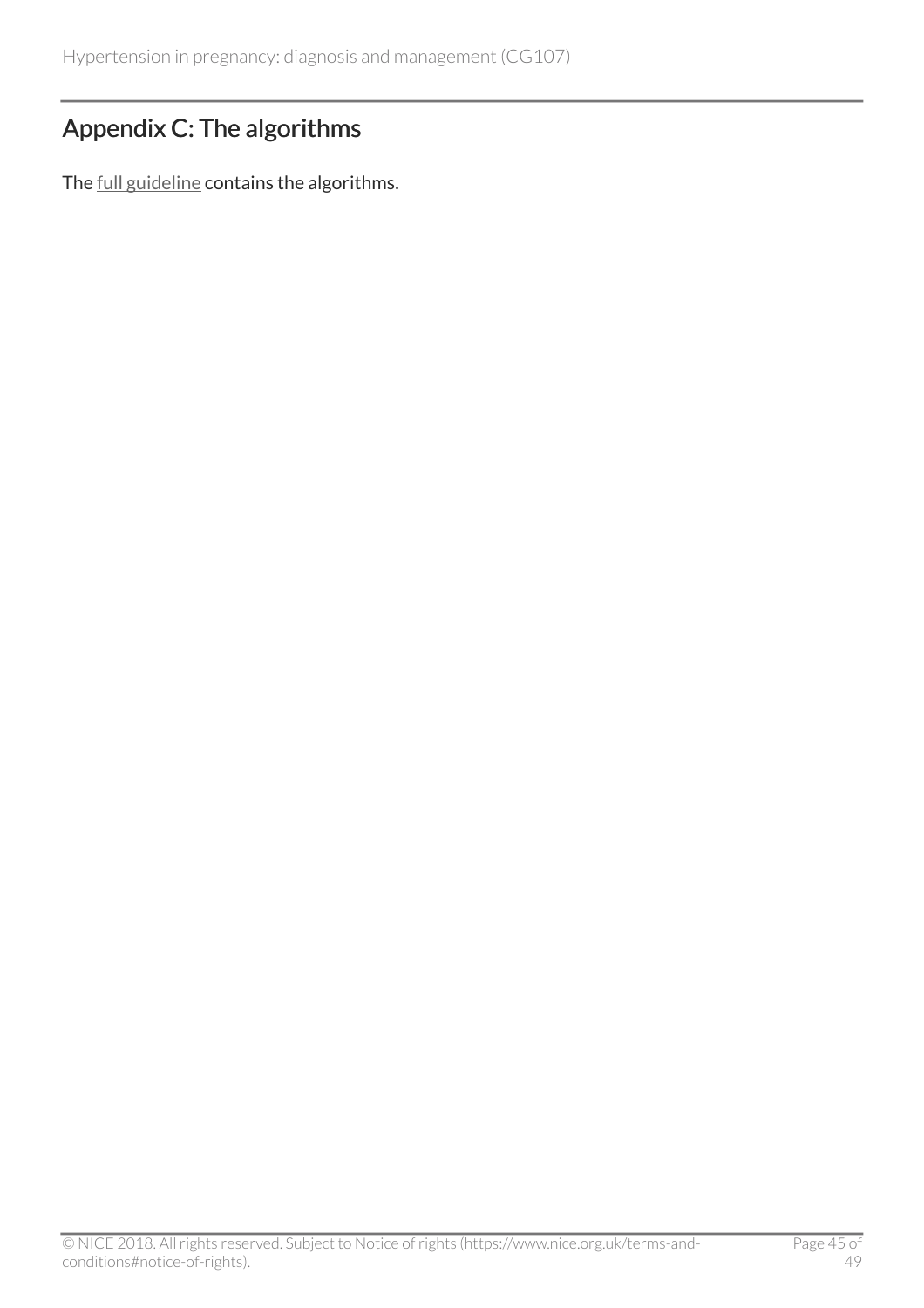## Appendix C: The algorithms

The full guideline contains the algorithms.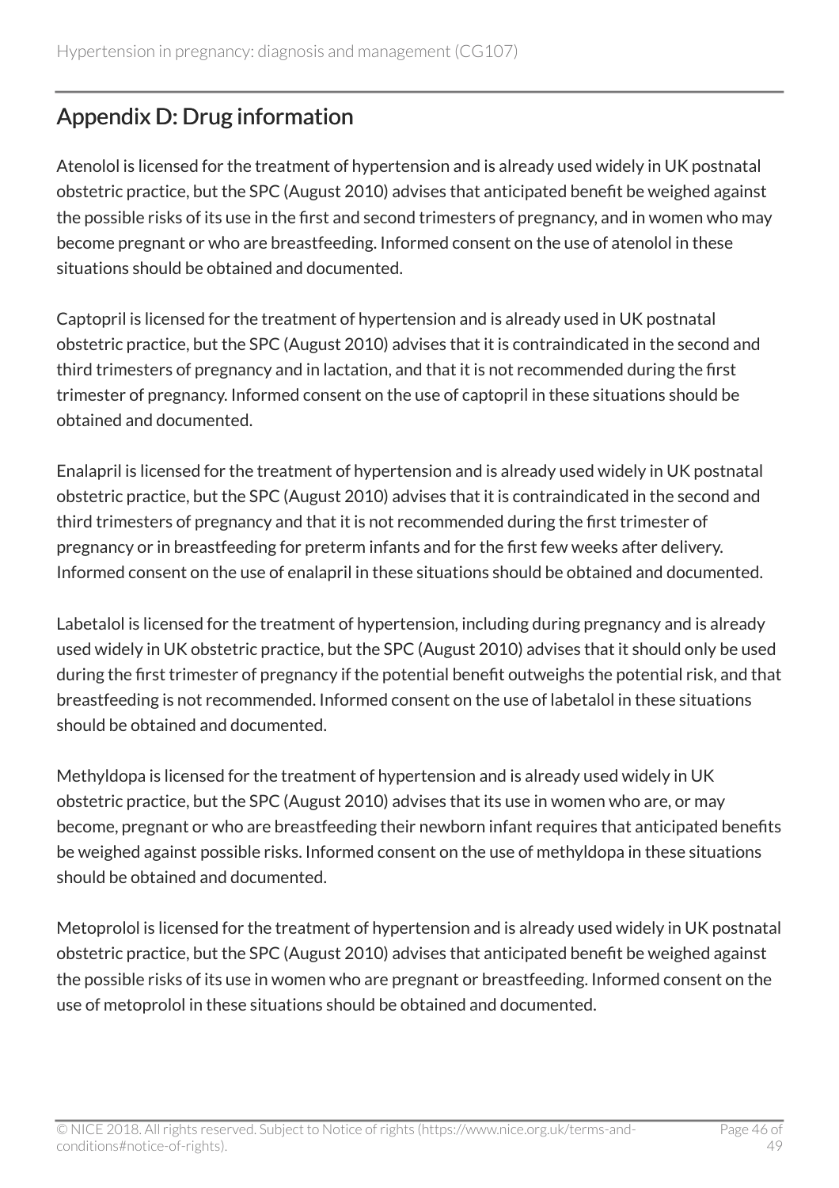## Appendix D: Drug information

Atenolol is licensed for the treatment of hypertension and is already used widely in UK postnatal obstetric practice, but the SPC (August 2010) advises that anticipated benefit be weighed against the possible risks of its use in the first and second trimesters of pregnancy, and in women who may become pregnant or who are breastfeeding. Informed consent on the use of atenolol in these situations should be obtained and documented.

Captopril is licensed for the treatment of hypertension and is already used in UK postnatal obstetric practice, but the SPC (August 2010) advises that it is contraindicated in the second and third trimesters of pregnancy and in lactation, and that it is not recommended during the first trimester of pregnancy. Informed consent on the use of captopril in these situations should be obtained and documented.

Enalapril is licensed for the treatment of hypertension and is already used widely in UK postnatal obstetric practice, but the SPC (August 2010) advises that it is contraindicated in the second and third trimesters of pregnancy and that it is not recommended during the first trimester of pregnancy or in breastfeeding for preterm infants and for the first few weeks after delivery. Informed consent on the use of enalapril in these situations should be obtained and documented.

Labetalol is licensed for the treatment of hypertension, including during pregnancy and is already used widely in UK obstetric practice, but the SPC (August 2010) advises that it should only be used during the first trimester of pregnancy if the potential benefit outweighs the potential risk, and that breastfeeding is not recommended. Informed consent on the use of labetalol in these situations should be obtained and documented.

Methyldopa is licensed for the treatment of hypertension and is already used widely in UK obstetric practice, but the SPC (August 2010) advises that its use in women who are, or may become, pregnant or who are breastfeeding their newborn infant requires that anticipated benefits be weighed against possible risks. Informed consent on the use of methyldopa in these situations should be obtained and documented.

Metoprolol is licensed for the treatment of hypertension and is already used widely in UK postnatal obstetric practice, but the SPC (August 2010) advises that anticipated benefit be weighed against the possible risks of its use in women who are pregnant or breastfeeding. Informed consent on the use of metoprolol in these situations should be obtained and documented.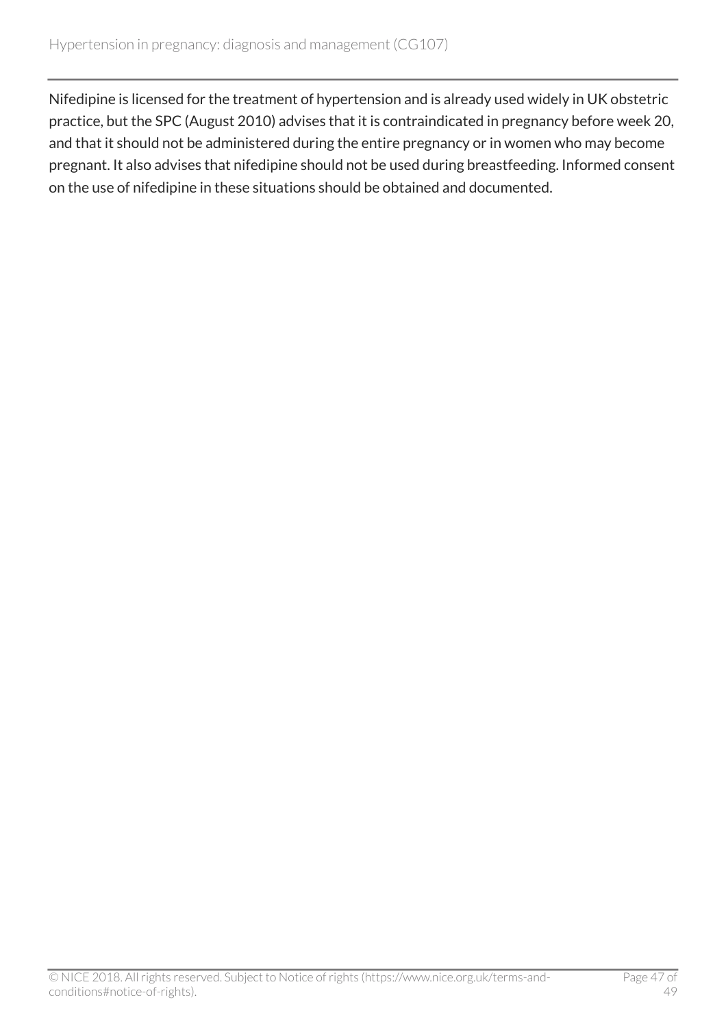Nifedipine is licensed for the treatment of hypertension and is already used widely in UK obstetric practice, but the SPC (August 2010) advises that it is contraindicated in pregnancy before week 20, and that it should not be administered during the entire pregnancy or in women who may become pregnant. It also advises that nifedipine should not be used during breastfeeding. Informed consent on the use of nifedipine in these situations should be obtained and documented.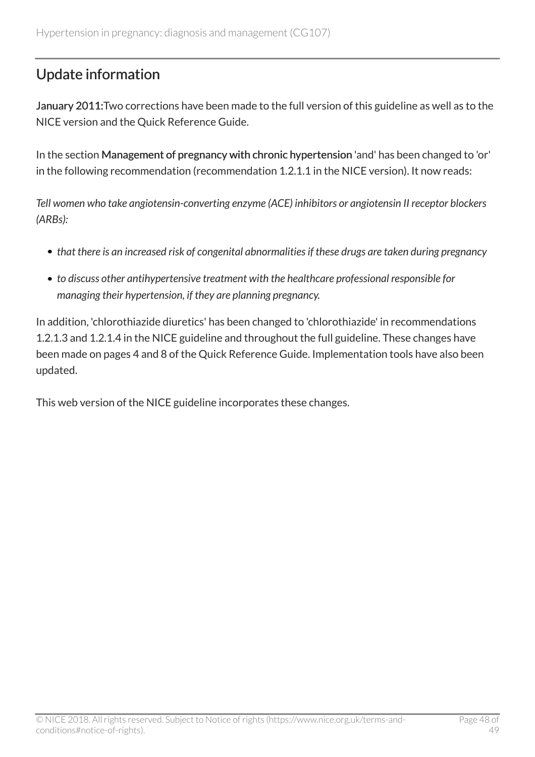## Update information

**January 2011:**Two corrections have been made to the full version of this guideline as well as to the NICE version and the Quick Reference Guide.

In the section **Management of pregnancy with chronic hypertension** 'and' has been changed to 'or' in the following recommendation (recommendation 1.2.1.1 in the NICE version). It now reads:

*Tell women who take angiotensin-converting enzyme (ACE) inhibitors or angiotensin II receptor blockers (ARBs):*

- *that there is an increased risk of congenital abnormalities if these drugs are taken during pregnancy*
- *to discuss other antihypertensive treatment with the healthcare professional responsible for managing their hypertension, if they are planning pregnancy.*

In addition, 'chlorothiazide diuretics' has been changed to 'chlorothiazide' in recommendations 1.2.1.3 and 1.2.1.4 in the NICE guideline and throughout the full guideline. These changes have been made on pages 4 and 8 of the Quick Reference Guide. Implementation tools have also been updated.

This web version of the NICE guideline incorporates these changes.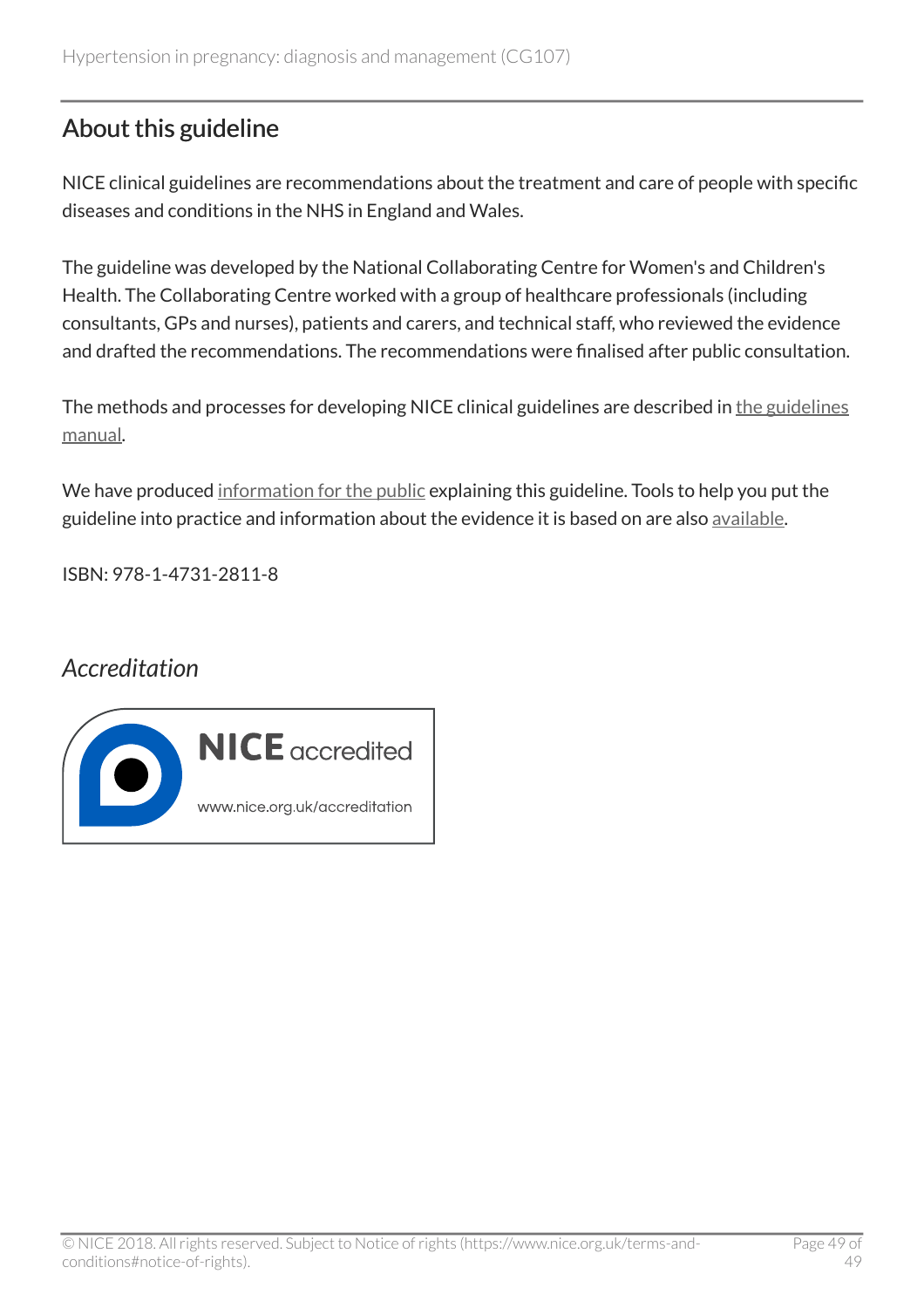## About this guideline

NICE clinical guidelines are recommendations about the treatment and care of people with specific diseases and conditions in the NHS in England and Wales.

The guideline was developed by the National Collaborating Centre for Women's and Children's Health. The Collaborating Centre worked with a group of healthcare professionals (including consultants, GPs and nurses), patients and carers, and technical staff, who reviewed the evidence and drafted the recommendations. The recommendations were finalised after public consultation.

The methods and processes for developing NICE clinical guidelines are described in the guidelines manual.

We have produced information for the public explaining this guideline. Tools to help you put the guideline into practice and information about the evidence it is based on are also available.

ISBN: 978-1-4731-2811-8

### *Accreditation*

NICE accredited

www.nice.org.uk/accreditation